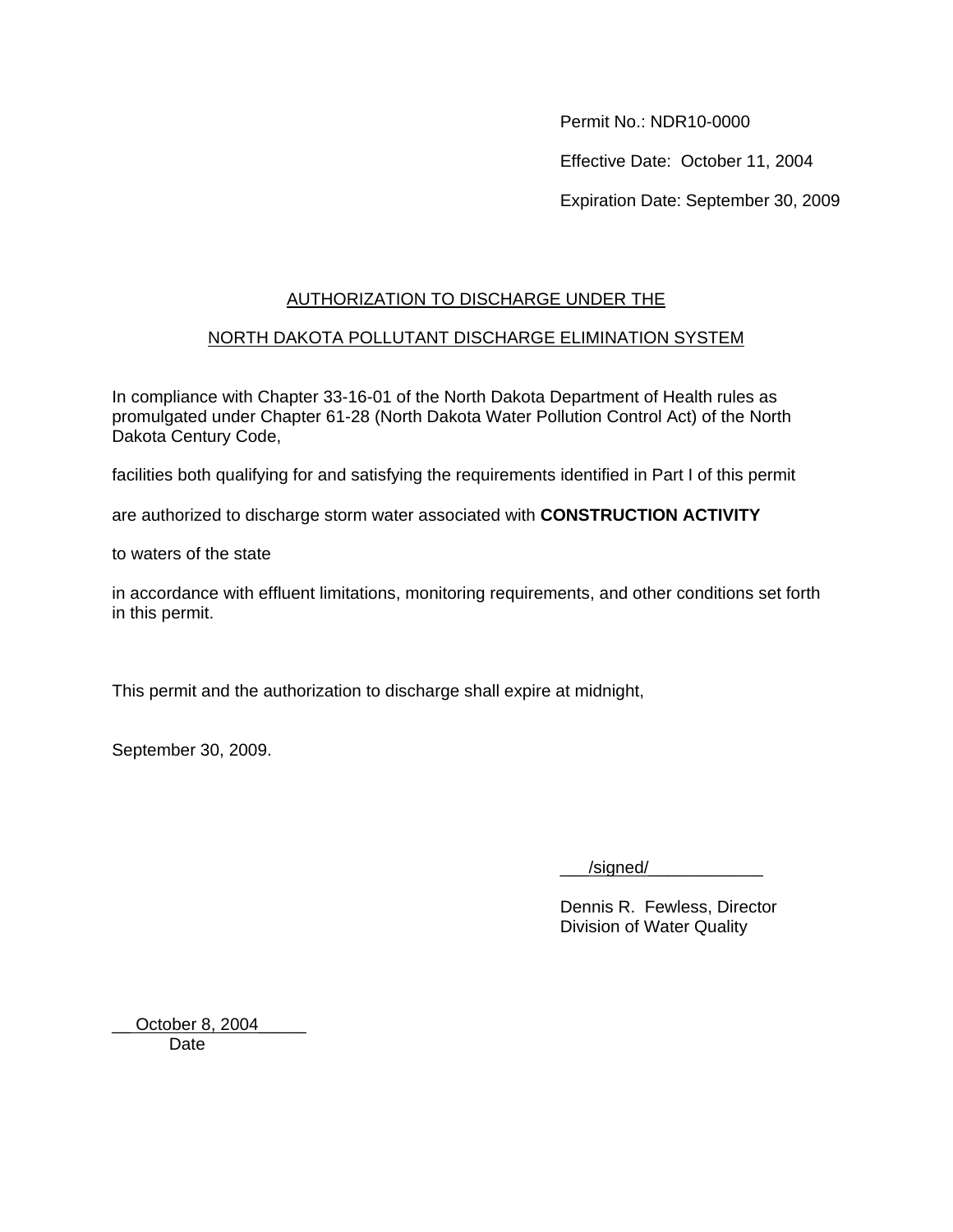Permit No.: NDR10-0000

Effective Date: October 11, 2004

Expiration Date: September 30, 2009

## AUTHORIZATION TO DISCHARGE UNDER THE

## NORTH DAKOTA POLLUTANT DISCHARGE ELIMINATION SYSTEM

In compliance with Chapter 33-16-01 of the North Dakota Department of Health rules as promulgated under Chapter 61-28 (North Dakota Water Pollution Control Act) of the North Dakota Century Code,

facilities both qualifying for and satisfying the requirements identified in Part I of this permit

are authorized to discharge storm water associated with **CONSTRUCTION ACTIVITY**

to waters of the state

in accordance with effluent limitations, monitoring requirements, and other conditions set forth in this permit.

This permit and the authorization to discharge shall expire at midnight,

September 30, 2009.

___/signed/____________

Dennis R. Fewless, Director
Division of Water Quality

October 8, 2004
Date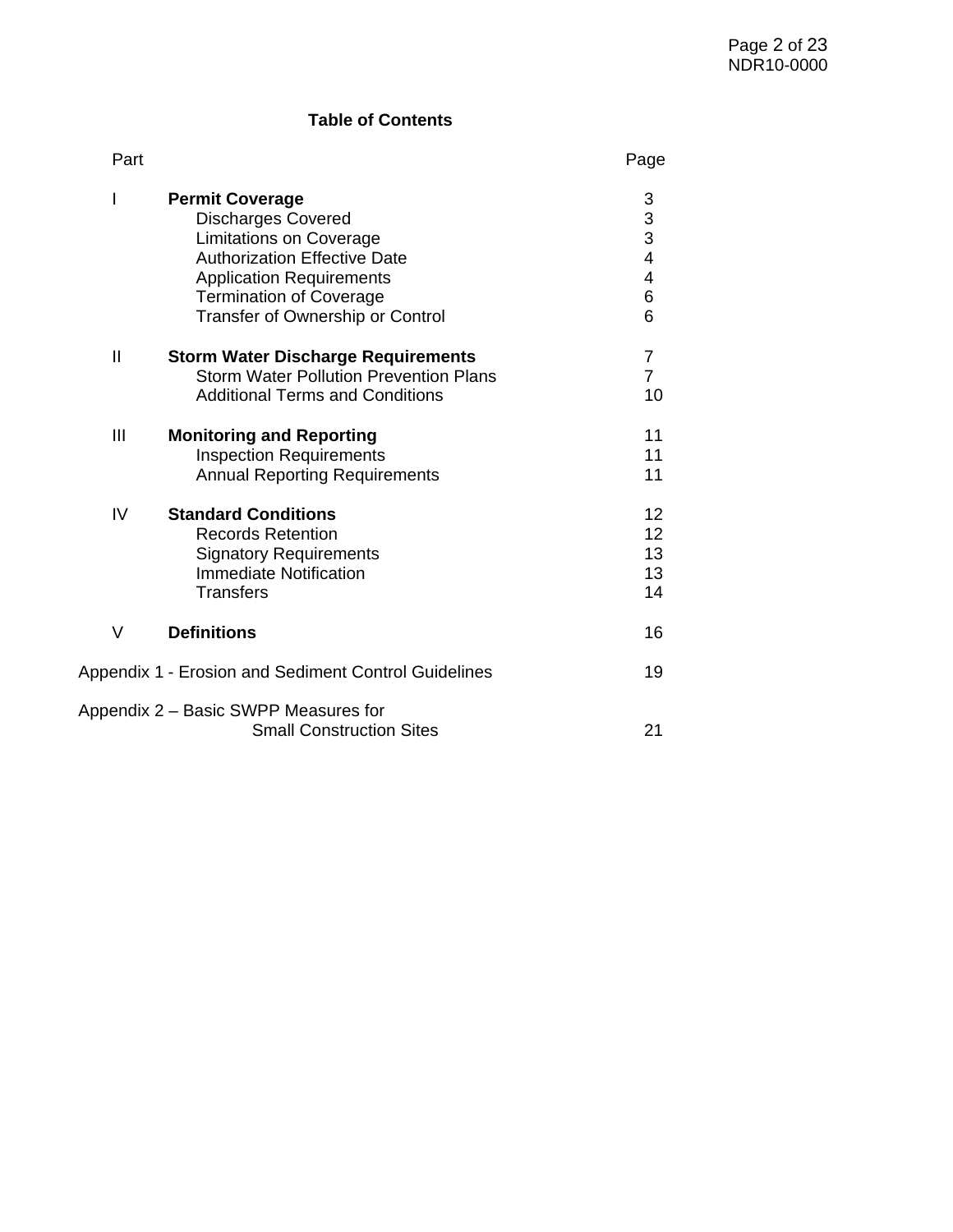## Table of Contents

| Part | | Page |
|---|---|---|
| I | **Permit Coverage** | 3 |
| | Discharges Covered | 3 |
| | Limitations on Coverage | 3 |
| | Authorization Effective Date | 4 |
| | Application Requirements | 4 |
| | Termination of Coverage | 6 |
| | Transfer of Ownership or Control | 6 |
| II | **Storm Water Discharge Requirements** | 7 |
| | Storm Water Pollution Prevention Plans | 7 |
| | Additional Terms and Conditions | 10 |
| III | **Monitoring and Reporting** | 11 |
| | Inspection Requirements | 11 |
| | Annual Reporting Requirements | 11 |
| IV | **Standard Conditions** | 12 |
| | Records Retention | 12 |
| | Signatory Requirements | 13 |
| | Immediate Notification | 13 |
| | Transfers | 14 |
| V | **Definitions** | 16 |
| Appendix 1 - Erosion and Sediment Control Guidelines | | 19 |
| Appendix 2 – Basic SWPP Measures for Small Construction Sites | | 21 |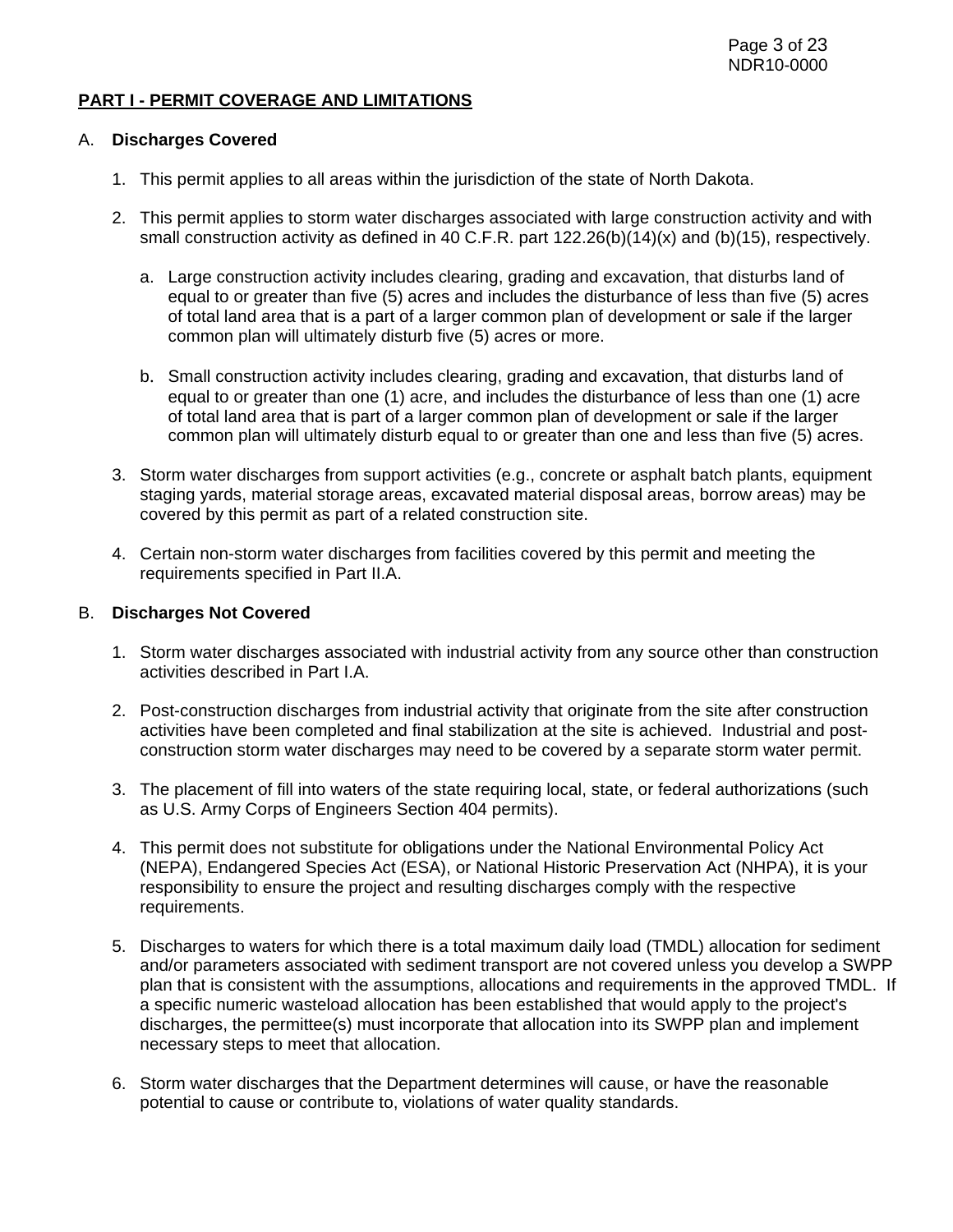**PART I - PERMIT COVERAGE AND LIMITATIONS**

A. **Discharges Covered**

1. This permit applies to all areas within the jurisdiction of the state of North Dakota.

2. This permit applies to storm water discharges associated with large construction activity and with small construction activity as defined in 40 C.F.R. part 122.26(b)(14)(x) and (b)(15), respectively.

   a. Large construction activity includes clearing, grading and excavation, that disturbs land of equal to or greater than five (5) acres and includes the disturbance of less than five (5) acres of total land area that is a part of a larger common plan of development or sale if the larger common plan will ultimately disturb five (5) acres or more.

   b. Small construction activity includes clearing, grading and excavation, that disturbs land of equal to or greater than one (1) acre, and includes the disturbance of less than one (1) acre of total land area that is part of a larger common plan of development or sale if the larger common plan will ultimately disturb equal to or greater than one and less than five (5) acres.

3. Storm water discharges from support activities (e.g., concrete or asphalt batch plants, equipment staging yards, material storage areas, excavated material disposal areas, borrow areas) may be covered by this permit as part of a related construction site.

4. Certain non-storm water discharges from facilities covered by this permit and meeting the requirements specified in Part II.A.

B. **Discharges Not Covered**

1. Storm water discharges associated with industrial activity from any source other than construction activities described in Part I.A.

2. Post-construction discharges from industrial activity that originate from the site after construction activities have been completed and final stabilization at the site is achieved. Industrial and post-construction storm water discharges may need to be covered by a separate storm water permit.

3. The placement of fill into waters of the state requiring local, state, or federal authorizations (such as U.S. Army Corps of Engineers Section 404 permits).

4. This permit does not substitute for obligations under the National Environmental Policy Act (NEPA), Endangered Species Act (ESA), or National Historic Preservation Act (NHPA), it is your responsibility to ensure the project and resulting discharges comply with the respective requirements.

5. Discharges to waters for which there is a total maximum daily load (TMDL) allocation for sediment and/or parameters associated with sediment transport are not covered unless you develop a SWPP plan that is consistent with the assumptions, allocations and requirements in the approved TMDL. If a specific numeric wasteload allocation has been established that would apply to the project's discharges, the permittee(s) must incorporate that allocation into its SWPP plan and implement necessary steps to meet that allocation.

6. Storm water discharges that the Department determines will cause, or have the reasonable potential to cause or contribute to, violations of water quality standards.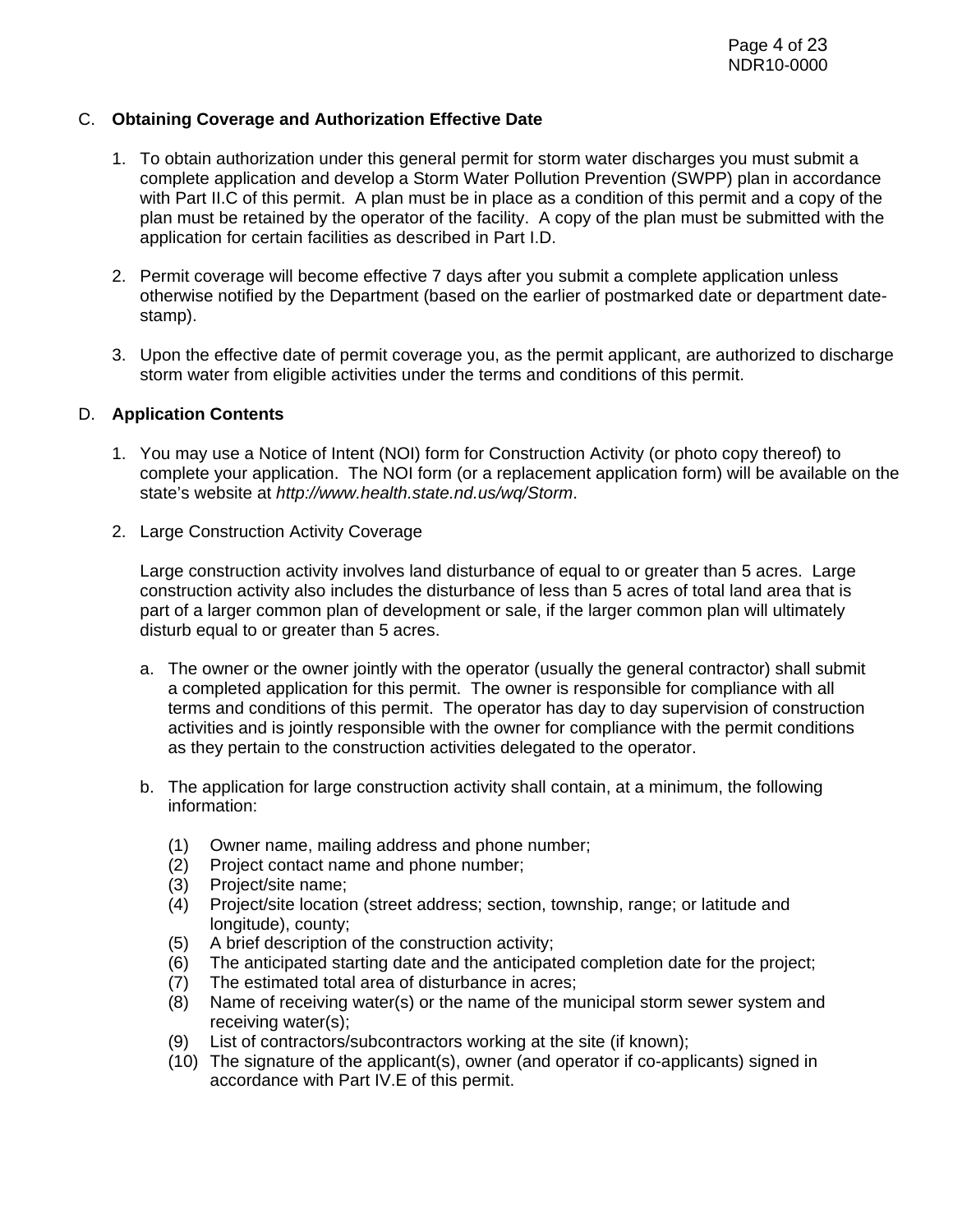## C. **Obtaining Coverage and Authorization Effective Date**

1. To obtain authorization under this general permit for storm water discharges you must submit a complete application and develop a Storm Water Pollution Prevention (SWPP) plan in accordance with Part II.C of this permit. A plan must be in place as a condition of this permit and a copy of the plan must be retained by the operator of the facility. A copy of the plan must be submitted with the application for certain facilities as described in Part I.D.

2. Permit coverage will become effective 7 days after you submit a complete application unless otherwise notified by the Department (based on the earlier of postmarked date or department date-stamp).

3. Upon the effective date of permit coverage you, as the permit applicant, are authorized to discharge storm water from eligible activities under the terms and conditions of this permit.

## D. **Application Contents**

1. You may use a Notice of Intent (NOI) form for Construction Activity (or photo copy thereof) to complete your application. The NOI form (or a replacement application form) will be available on the state's website at *http://www.health.state.nd.us/wq/Storm*.

2. Large Construction Activity Coverage

   Large construction activity involves land disturbance of equal to or greater than 5 acres. Large construction activity also includes the disturbance of less than 5 acres of total land area that is part of a larger common plan of development or sale, if the larger common plan will ultimately disturb equal to or greater than 5 acres.

   a. The owner or the owner jointly with the operator (usually the general contractor) shall submit a completed application for this permit. The owner is responsible for compliance with all terms and conditions of this permit. The operator has day to day supervision of construction activities and is jointly responsible with the owner for compliance with the permit conditions as they pertain to the construction activities delegated to the operator.

   b. The application for large construction activity shall contain, at a minimum, the following information:

      (1) Owner name, mailing address and phone number;
      (2) Project contact name and phone number;
      (3) Project/site name;
      (4) Project/site location (street address; section, township, range; or latitude and longitude), county;
      (5) A brief description of the construction activity;
      (6) The anticipated starting date and the anticipated completion date for the project;
      (7) The estimated total area of disturbance in acres;
      (8) Name of receiving water(s) or the name of the municipal storm sewer system and receiving water(s);
      (9) List of contractors/subcontractors working at the site (if known);
      (10) The signature of the applicant(s), owner (and operator if co-applicants) signed in accordance with Part IV.E of this permit.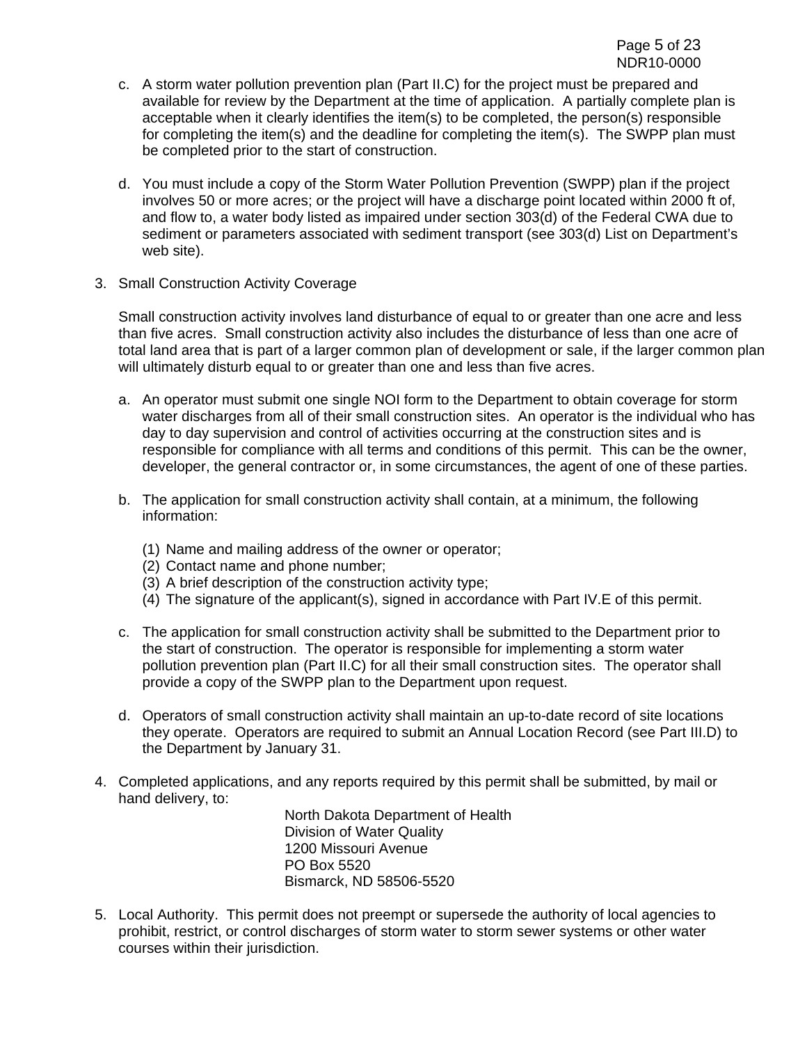c. A storm water pollution prevention plan (Part II.C) for the project must be prepared and available for review by the Department at the time of application. A partially complete plan is acceptable when it clearly identifies the item(s) to be completed, the person(s) responsible for completing the item(s) and the deadline for completing the item(s). The SWPP plan must be completed prior to the start of construction.

d. You must include a copy of the Storm Water Pollution Prevention (SWPP) plan if the project involves 50 or more acres; or the project will have a discharge point located within 2000 ft of, and flow to, a water body listed as impaired under section 303(d) of the Federal CWA due to sediment or parameters associated with sediment transport (see 303(d) List on Department's web site).

3. Small Construction Activity Coverage

   Small construction activity involves land disturbance of equal to or greater than one acre and less than five acres. Small construction activity also includes the disturbance of less than one acre of total land area that is part of a larger common plan of development or sale, if the larger common plan will ultimately disturb equal to or greater than one and less than five acres.

   a. An operator must submit one single NOI form to the Department to obtain coverage for storm water discharges from all of their small construction sites. An operator is the individual who has day to day supervision and control of activities occurring at the construction sites and is responsible for compliance with all terms and conditions of this permit. This can be the owner, developer, the general contractor or, in some circumstances, the agent of one of these parties.

   b. The application for small construction activity shall contain, at a minimum, the following information:

      (1) Name and mailing address of the owner or operator;
      (2) Contact name and phone number;
      (3) A brief description of the construction activity type;
      (4) The signature of the applicant(s), signed in accordance with Part IV.E of this permit.

   c. The application for small construction activity shall be submitted to the Department prior to the start of construction. The operator is responsible for implementing a storm water pollution prevention plan (Part II.C) for all their small construction sites. The operator shall provide a copy of the SWPP plan to the Department upon request.

   d. Operators of small construction activity shall maintain an up-to-date record of site locations they operate. Operators are required to submit an Annual Location Record (see Part III.D) to the Department by January 31.

4. Completed applications, and any reports required by this permit shall be submitted, by mail or hand delivery, to:

   North Dakota Department of Health
   Division of Water Quality
   1200 Missouri Avenue
   PO Box 5520
   Bismarck, ND 58506-5520

5. Local Authority. This permit does not preempt or supersede the authority of local agencies to prohibit, restrict, or control discharges of storm water to storm sewer systems or other water courses within their jurisdiction.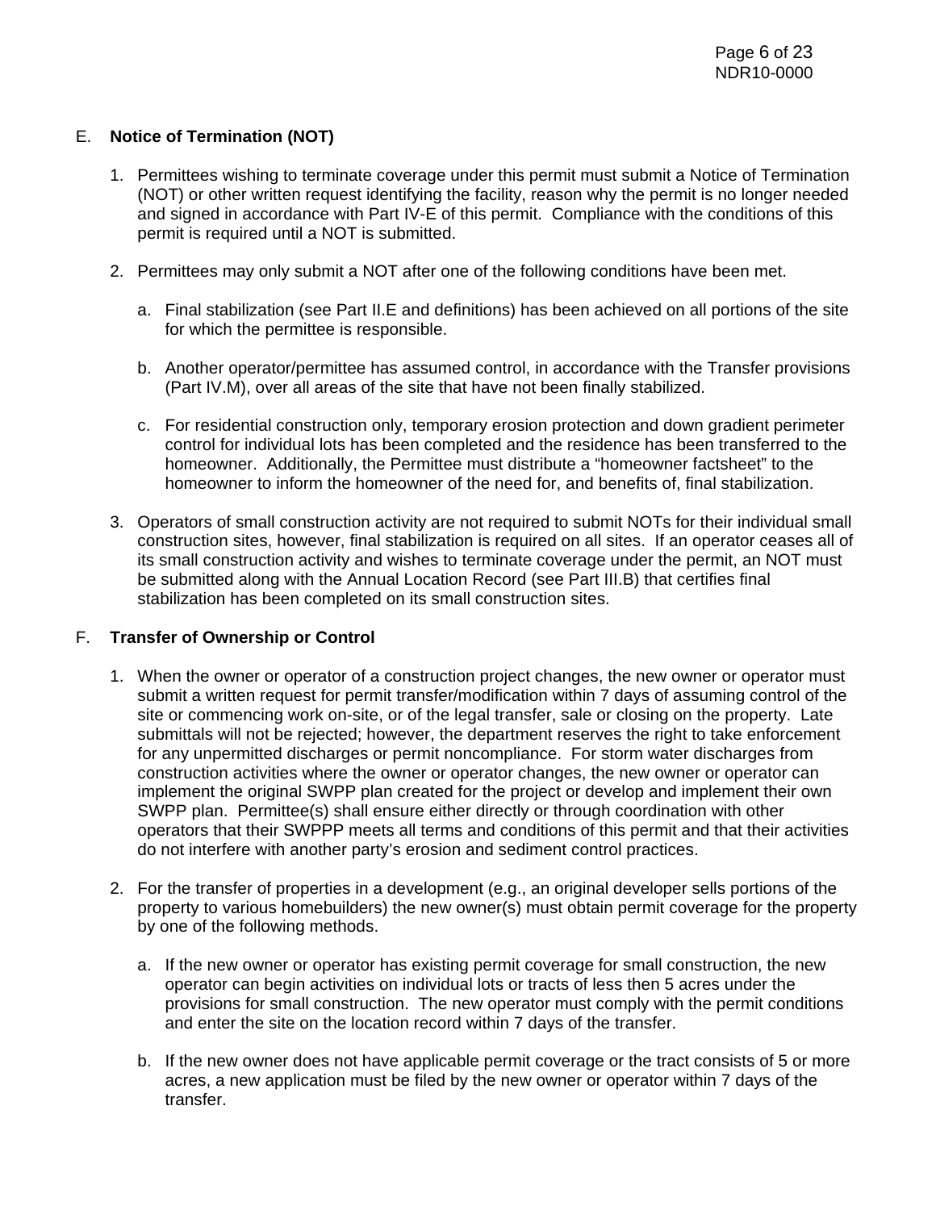## E. **Notice of Termination (NOT)**

1. Permittees wishing to terminate coverage under this permit must submit a Notice of Termination (NOT) or other written request identifying the facility, reason why the permit is no longer needed and signed in accordance with Part IV-E of this permit. Compliance with the conditions of this permit is required until a NOT is submitted.

2. Permittees may only submit a NOT after one of the following conditions have been met.

   a. Final stabilization (see Part II.E and definitions) has been achieved on all portions of the site for which the permittee is responsible.

   b. Another operator/permittee has assumed control, in accordance with the Transfer provisions (Part IV.M), over all areas of the site that have not been finally stabilized.

   c. For residential construction only, temporary erosion protection and down gradient perimeter control for individual lots has been completed and the residence has been transferred to the homeowner. Additionally, the Permittee must distribute a “homeowner factsheet” to the homeowner to inform the homeowner of the need for, and benefits of, final stabilization.

3. Operators of small construction activity are not required to submit NOTs for their individual small construction sites, however, final stabilization is required on all sites. If an operator ceases all of its small construction activity and wishes to terminate coverage under the permit, an NOT must be submitted along with the Annual Location Record (see Part III.B) that certifies final stabilization has been completed on its small construction sites.

## F. **Transfer of Ownership or Control**

1. When the owner or operator of a construction project changes, the new owner or operator must submit a written request for permit transfer/modification within 7 days of assuming control of the site or commencing work on-site, or of the legal transfer, sale or closing on the property. Late submittals will not be rejected; however, the department reserves the right to take enforcement for any unpermitted discharges or permit noncompliance. For storm water discharges from construction activities where the owner or operator changes, the new owner or operator can implement the original SWPP plan created for the project or develop and implement their own SWPP plan. Permittee(s) shall ensure either directly or through coordination with other operators that their SWPPP meets all terms and conditions of this permit and that their activities do not interfere with another party’s erosion and sediment control practices.

2. For the transfer of properties in a development (e.g., an original developer sells portions of the property to various homebuilders) the new owner(s) must obtain permit coverage for the property by one of the following methods.

   a. If the new owner or operator has existing permit coverage for small construction, the new operator can begin activities on individual lots or tracts of less then 5 acres under the provisions for small construction. The new operator must comply with the permit conditions and enter the site on the location record within 7 days of the transfer.

   b. If the new owner does not have applicable permit coverage or the tract consists of 5 or more acres, a new application must be filed by the new owner or operator within 7 days of the transfer.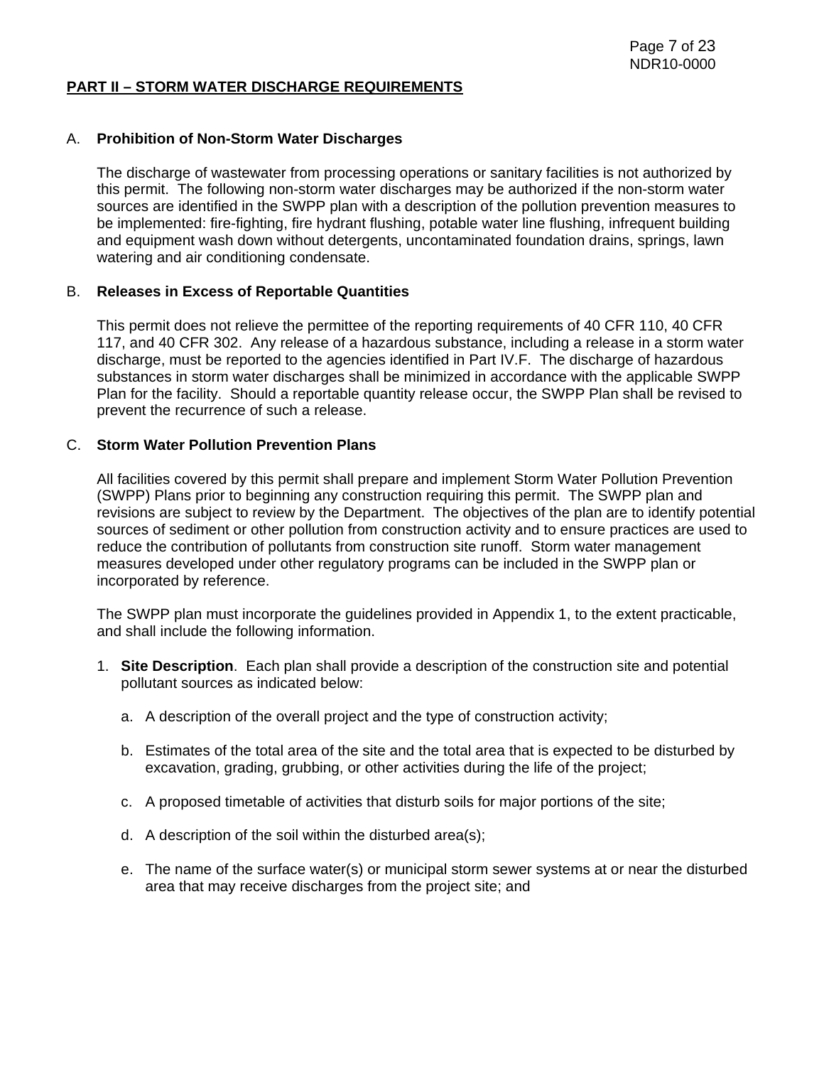## PART II – STORM WATER DISCHARGE REQUIREMENTS

A. **Prohibition of Non-Storm Water Discharges**

The discharge of wastewater from processing operations or sanitary facilities is not authorized by this permit. The following non-storm water discharges may be authorized if the non-storm water sources are identified in the SWPP plan with a description of the pollution prevention measures to be implemented: fire-fighting, fire hydrant flushing, potable water line flushing, infrequent building and equipment wash down without detergents, uncontaminated foundation drains, springs, lawn watering and air conditioning condensate.

B. **Releases in Excess of Reportable Quantities**

This permit does not relieve the permittee of the reporting requirements of 40 CFR 110, 40 CFR 117, and 40 CFR 302. Any release of a hazardous substance, including a release in a storm water discharge, must be reported to the agencies identified in Part IV.F. The discharge of hazardous substances in storm water discharges shall be minimized in accordance with the applicable SWPP Plan for the facility. Should a reportable quantity release occur, the SWPP Plan shall be revised to prevent the recurrence of such a release.

C. **Storm Water Pollution Prevention Plans**

All facilities covered by this permit shall prepare and implement Storm Water Pollution Prevention (SWPP) Plans prior to beginning any construction requiring this permit. The SWPP plan and revisions are subject to review by the Department. The objectives of the plan are to identify potential sources of sediment or other pollution from construction activity and to ensure practices are used to reduce the contribution of pollutants from construction site runoff. Storm water management measures developed under other regulatory programs can be included in the SWPP plan or incorporated by reference.

The SWPP plan must incorporate the guidelines provided in Appendix 1, to the extent practicable, and shall include the following information.

1. **Site Description**. Each plan shall provide a description of the construction site and potential pollutant sources as indicated below:

   a. A description of the overall project and the type of construction activity;

   b. Estimates of the total area of the site and the total area that is expected to be disturbed by excavation, grading, grubbing, or other activities during the life of the project;

   c. A proposed timetable of activities that disturb soils for major portions of the site;

   d. A description of the soil within the disturbed area(s);

   e. The name of the surface water(s) or municipal storm sewer systems at or near the disturbed area that may receive discharges from the project site; and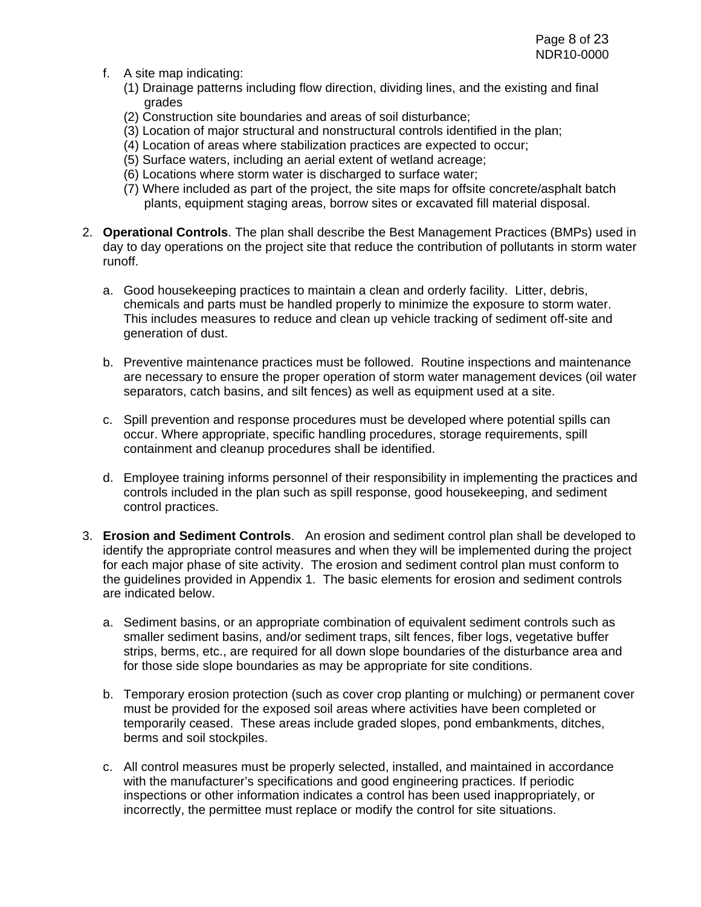f. A site map indicating:
   (1) Drainage patterns including flow direction, dividing lines, and the existing and final grades
   (2) Construction site boundaries and areas of soil disturbance;
   (3) Location of major structural and nonstructural controls identified in the plan;
   (4) Location of areas where stabilization practices are expected to occur;
   (5) Surface waters, including an aerial extent of wetland acreage;
   (6) Locations where storm water is discharged to surface water;
   (7) Where included as part of the project, the site maps for offsite concrete/asphalt batch plants, equipment staging areas, borrow sites or excavated fill material disposal.

2. **Operational Controls**. The plan shall describe the Best Management Practices (BMPs) used in day to day operations on the project site that reduce the contribution of pollutants in storm water runoff.

   a. Good housekeeping practices to maintain a clean and orderly facility. Litter, debris, chemicals and parts must be handled properly to minimize the exposure to storm water. This includes measures to reduce and clean up vehicle tracking of sediment off-site and generation of dust.

   b. Preventive maintenance practices must be followed. Routine inspections and maintenance are necessary to ensure the proper operation of storm water management devices (oil water separators, catch basins, and silt fences) as well as equipment used at a site.

   c. Spill prevention and response procedures must be developed where potential spills can occur. Where appropriate, specific handling procedures, storage requirements, spill containment and cleanup procedures shall be identified.

   d. Employee training informs personnel of their responsibility in implementing the practices and controls included in the plan such as spill response, good housekeeping, and sediment control practices.

3. **Erosion and Sediment Controls**. An erosion and sediment control plan shall be developed to identify the appropriate control measures and when they will be implemented during the project for each major phase of site activity. The erosion and sediment control plan must conform to the guidelines provided in Appendix 1. The basic elements for erosion and sediment controls are indicated below.

   a. Sediment basins, or an appropriate combination of equivalent sediment controls such as smaller sediment basins, and/or sediment traps, silt fences, fiber logs, vegetative buffer strips, berms, etc., are required for all down slope boundaries of the disturbance area and for those side slope boundaries as may be appropriate for site conditions.

   b. Temporary erosion protection (such as cover crop planting or mulching) or permanent cover must be provided for the exposed soil areas where activities have been completed or temporarily ceased. These areas include graded slopes, pond embankments, ditches, berms and soil stockpiles.

   c. All control measures must be properly selected, installed, and maintained in accordance with the manufacturer's specifications and good engineering practices. If periodic inspections or other information indicates a control has been used inappropriately, or incorrectly, the permittee must replace or modify the control for site situations.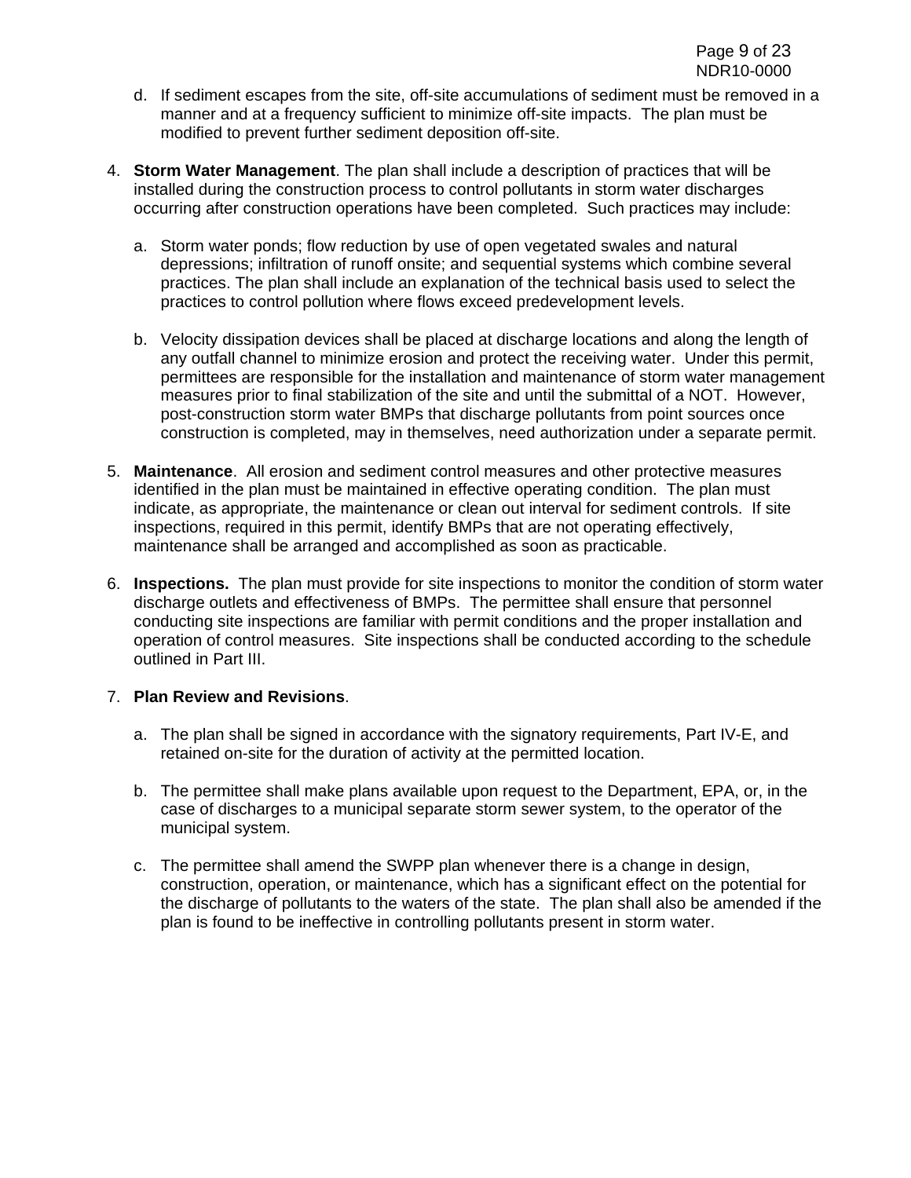d. If sediment escapes from the site, off-site accumulations of sediment must be removed in a manner and at a frequency sufficient to minimize off-site impacts. The plan must be modified to prevent further sediment deposition off-site.

4. **Storm Water Management**. The plan shall include a description of practices that will be installed during the construction process to control pollutants in storm water discharges occurring after construction operations have been completed. Such practices may include:

   a. Storm water ponds; flow reduction by use of open vegetated swales and natural depressions; infiltration of runoff onsite; and sequential systems which combine several practices. The plan shall include an explanation of the technical basis used to select the practices to control pollution where flows exceed predevelopment levels.

   b. Velocity dissipation devices shall be placed at discharge locations and along the length of any outfall channel to minimize erosion and protect the receiving water. Under this permit, permittees are responsible for the installation and maintenance of storm water management measures prior to final stabilization of the site and until the submittal of a NOT. However, post-construction storm water BMPs that discharge pollutants from point sources once construction is completed, may in themselves, need authorization under a separate permit.

5. **Maintenance**. All erosion and sediment control measures and other protective measures identified in the plan must be maintained in effective operating condition. The plan must indicate, as appropriate, the maintenance or clean out interval for sediment controls. If site inspections, required in this permit, identify BMPs that are not operating effectively, maintenance shall be arranged and accomplished as soon as practicable.

6. **Inspections.** The plan must provide for site inspections to monitor the condition of storm water discharge outlets and effectiveness of BMPs. The permittee shall ensure that personnel conducting site inspections are familiar with permit conditions and the proper installation and operation of control measures. Site inspections shall be conducted according to the schedule outlined in Part III.

7. **Plan Review and Revisions**.

   a. The plan shall be signed in accordance with the signatory requirements, Part IV-E, and retained on-site for the duration of activity at the permitted location.

   b. The permittee shall make plans available upon request to the Department, EPA, or, in the case of discharges to a municipal separate storm sewer system, to the operator of the municipal system.

   c. The permittee shall amend the SWPP plan whenever there is a change in design, construction, operation, or maintenance, which has a significant effect on the potential for the discharge of pollutants to the waters of the state. The plan shall also be amended if the plan is found to be ineffective in controlling pollutants present in storm water.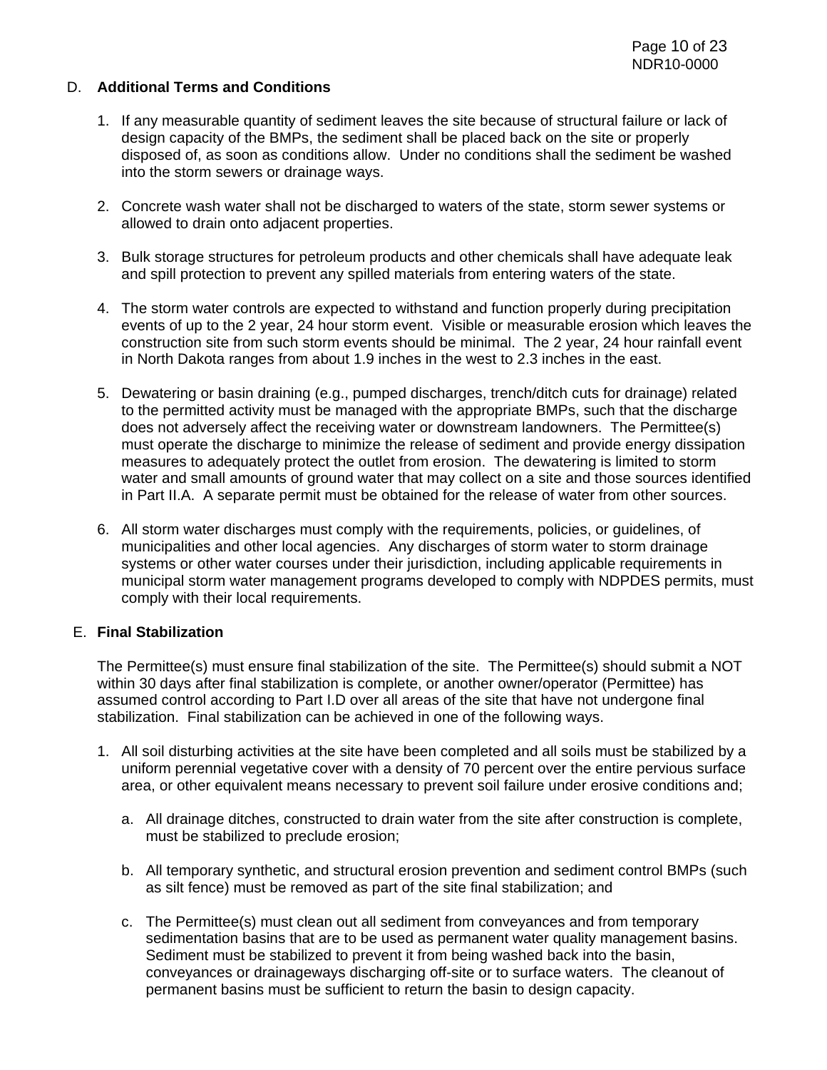## D. **Additional Terms and Conditions**

1. If any measurable quantity of sediment leaves the site because of structural failure or lack of design capacity of the BMPs, the sediment shall be placed back on the site or properly disposed of, as soon as conditions allow. Under no conditions shall the sediment be washed into the storm sewers or drainage ways.

2. Concrete wash water shall not be discharged to waters of the state, storm sewer systems or allowed to drain onto adjacent properties.

3. Bulk storage structures for petroleum products and other chemicals shall have adequate leak and spill protection to prevent any spilled materials from entering waters of the state.

4. The storm water controls are expected to withstand and function properly during precipitation events of up to the 2 year, 24 hour storm event. Visible or measurable erosion which leaves the construction site from such storm events should be minimal. The 2 year, 24 hour rainfall event in North Dakota ranges from about 1.9 inches in the west to 2.3 inches in the east.

5. Dewatering or basin draining (e.g., pumped discharges, trench/ditch cuts for drainage) related to the permitted activity must be managed with the appropriate BMPs, such that the discharge does not adversely affect the receiving water or downstream landowners. The Permittee(s) must operate the discharge to minimize the release of sediment and provide energy dissipation measures to adequately protect the outlet from erosion. The dewatering is limited to storm water and small amounts of ground water that may collect on a site and those sources identified in Part II.A. A separate permit must be obtained for the release of water from other sources.

6. All storm water discharges must comply with the requirements, policies, or guidelines, of municipalities and other local agencies. Any discharges of storm water to storm drainage systems or other water courses under their jurisdiction, including applicable requirements in municipal storm water management programs developed to comply with NDPDES permits, must comply with their local requirements.

## E. **Final Stabilization**

The Permittee(s) must ensure final stabilization of the site. The Permittee(s) should submit a NOT within 30 days after final stabilization is complete, or another owner/operator (Permittee) has assumed control according to Part I.D over all areas of the site that have not undergone final stabilization. Final stabilization can be achieved in one of the following ways.

1. All soil disturbing activities at the site have been completed and all soils must be stabilized by a uniform perennial vegetative cover with a density of 70 percent over the entire pervious surface area, or other equivalent means necessary to prevent soil failure under erosive conditions and;

   a. All drainage ditches, constructed to drain water from the site after construction is complete, must be stabilized to preclude erosion;

   b. All temporary synthetic, and structural erosion prevention and sediment control BMPs (such as silt fence) must be removed as part of the site final stabilization; and

   c. The Permittee(s) must clean out all sediment from conveyances and from temporary sedimentation basins that are to be used as permanent water quality management basins. Sediment must be stabilized to prevent it from being washed back into the basin, conveyances or drainageways discharging off-site or to surface waters. The cleanout of permanent basins must be sufficient to return the basin to design capacity.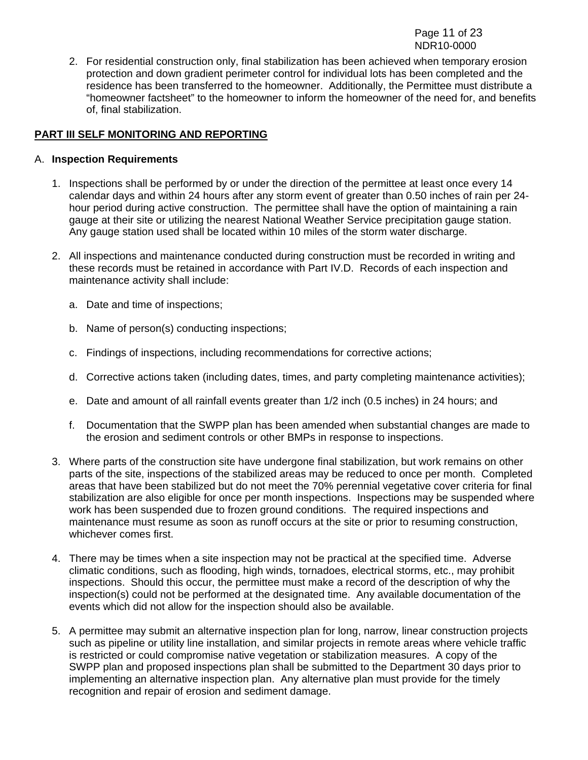2. For residential construction only, final stabilization has been achieved when temporary erosion protection and down gradient perimeter control for individual lots has been completed and the residence has been transferred to the homeowner. Additionally, the Permittee must distribute a "homeowner factsheet" to the homeowner to inform the homeowner of the need for, and benefits of, final stabilization.

## PART III SELF MONITORING AND REPORTING

### A. Inspection Requirements

1. Inspections shall be performed by or under the direction of the permittee at least once every 14 calendar days and within 24 hours after any storm event of greater than 0.50 inches of rain per 24-hour period during active construction. The permittee shall have the option of maintaining a rain gauge at their site or utilizing the nearest National Weather Service precipitation gauge station. Any gauge station used shall be located within 10 miles of the storm water discharge.

2. All inspections and maintenance conducted during construction must be recorded in writing and these records must be retained in accordance with Part IV.D. Records of each inspection and maintenance activity shall include:

   a. Date and time of inspections;

   b. Name of person(s) conducting inspections;

   c. Findings of inspections, including recommendations for corrective actions;

   d. Corrective actions taken (including dates, times, and party completing maintenance activities);

   e. Date and amount of all rainfall events greater than 1/2 inch (0.5 inches) in 24 hours; and

   f. Documentation that the SWPP plan has been amended when substantial changes are made to the erosion and sediment controls or other BMPs in response to inspections.

3. Where parts of the construction site have undergone final stabilization, but work remains on other parts of the site, inspections of the stabilized areas may be reduced to once per month. Completed areas that have been stabilized but do not meet the 70% perennial vegetative cover criteria for final stabilization are also eligible for once per month inspections. Inspections may be suspended where work has been suspended due to frozen ground conditions. The required inspections and maintenance must resume as soon as runoff occurs at the site or prior to resuming construction, whichever comes first.

4. There may be times when a site inspection may not be practical at the specified time. Adverse climatic conditions, such as flooding, high winds, tornadoes, electrical storms, etc., may prohibit inspections. Should this occur, the permittee must make a record of the description of why the inspection(s) could not be performed at the designated time. Any available documentation of the events which did not allow for the inspection should also be available.

5. A permittee may submit an alternative inspection plan for long, narrow, linear construction projects such as pipeline or utility line installation, and similar projects in remote areas where vehicle traffic is restricted or could compromise native vegetation or stabilization measures. A copy of the SWPP plan and proposed inspections plan shall be submitted to the Department 30 days prior to implementing an alternative inspection plan. Any alternative plan must provide for the timely recognition and repair of erosion and sediment damage.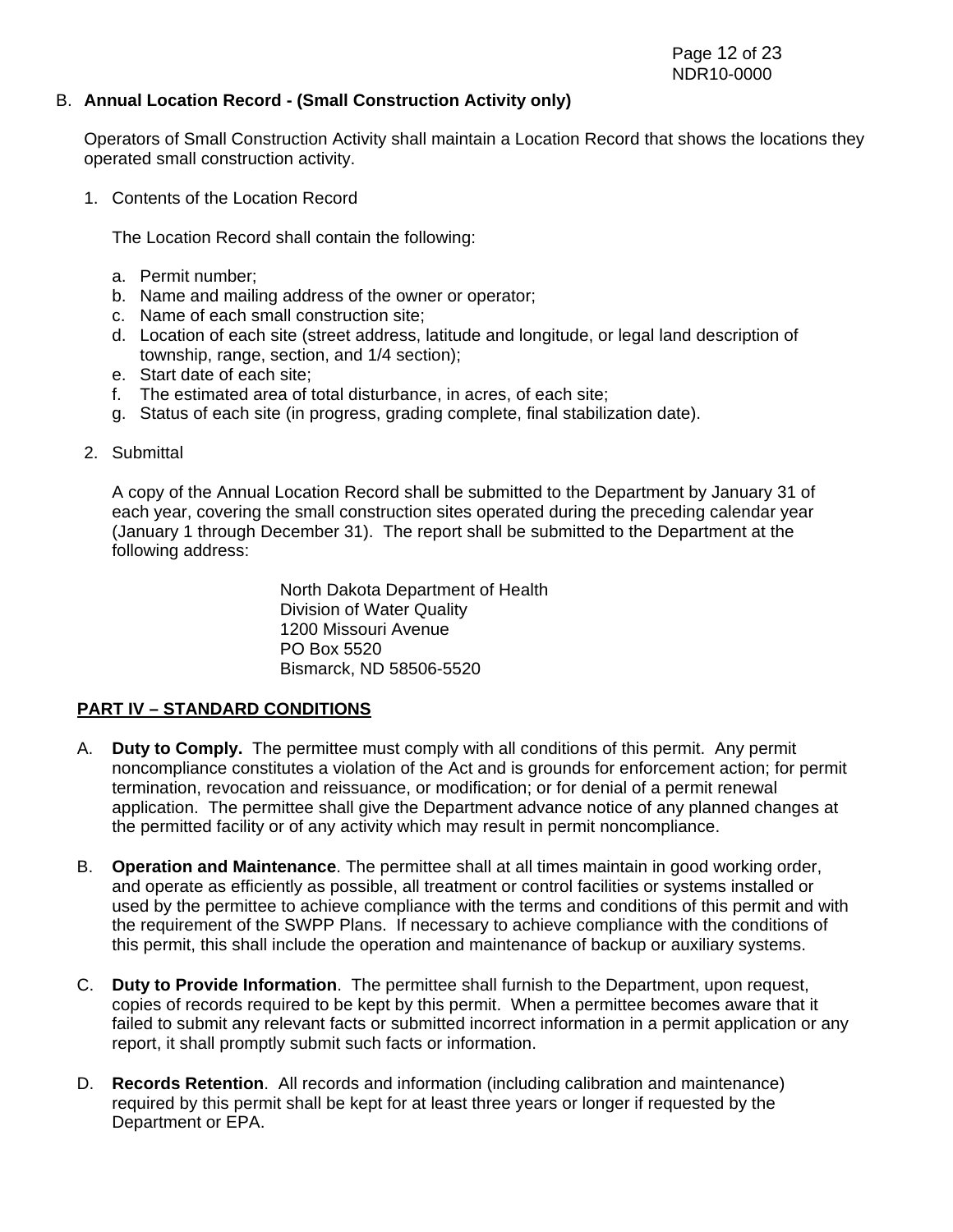B. **Annual Location Record - (Small Construction Activity only)**

Operators of Small Construction Activity shall maintain a Location Record that shows the locations they operated small construction activity.

1. Contents of the Location Record

   The Location Record shall contain the following:

   a. Permit number;
   b. Name and mailing address of the owner or operator;
   c. Name of each small construction site;
   d. Location of each site (street address, latitude and longitude, or legal land description of township, range, section, and 1/4 section);
   e. Start date of each site;
   f. The estimated area of total disturbance, in acres, of each site;
   g. Status of each site (in progress, grading complete, final stabilization date).

2. Submittal

   A copy of the Annual Location Record shall be submitted to the Department by January 31 of each year, covering the small construction sites operated during the preceding calendar year (January 1 through December 31). The report shall be submitted to the Department at the following address:

   North Dakota Department of Health
   Division of Water Quality
   1200 Missouri Avenue
   PO Box 5520
   Bismarck, ND 58506-5520

## PART IV – STANDARD CONDITIONS

A. **Duty to Comply.** The permittee must comply with all conditions of this permit. Any permit noncompliance constitutes a violation of the Act and is grounds for enforcement action; for permit termination, revocation and reissuance, or modification; or for denial of a permit renewal application. The permittee shall give the Department advance notice of any planned changes at the permitted facility or of any activity which may result in permit noncompliance.

B. **Operation and Maintenance**. The permittee shall at all times maintain in good working order, and operate as efficiently as possible, all treatment or control facilities or systems installed or used by the permittee to achieve compliance with the terms and conditions of this permit and with the requirement of the SWPP Plans. If necessary to achieve compliance with the conditions of this permit, this shall include the operation and maintenance of backup or auxiliary systems.

C. **Duty to Provide Information**. The permittee shall furnish to the Department, upon request, copies of records required to be kept by this permit. When a permittee becomes aware that it failed to submit any relevant facts or submitted incorrect information in a permit application or any report, it shall promptly submit such facts or information.

D. **Records Retention**. All records and information (including calibration and maintenance) required by this permit shall be kept for at least three years or longer if requested by the Department or EPA.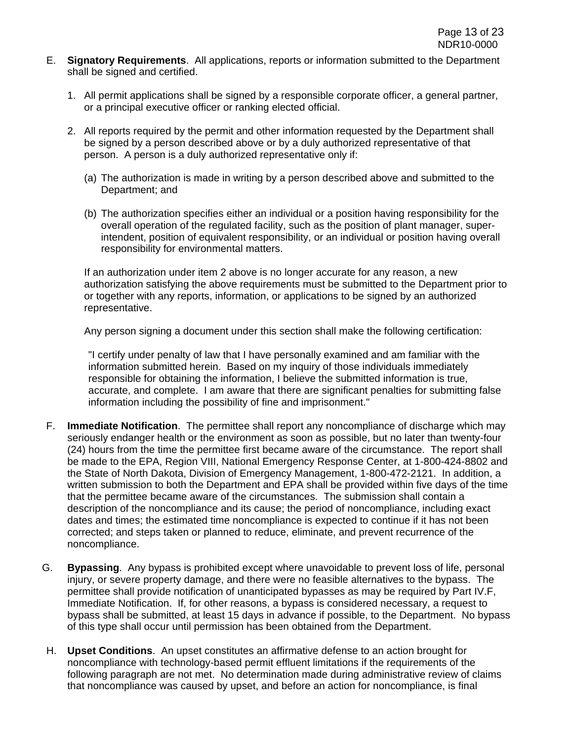E. **Signatory Requirements**. All applications, reports or information submitted to the Department shall be signed and certified.

1. All permit applications shall be signed by a responsible corporate officer, a general partner, or a principal executive officer or ranking elected official.

2. All reports required by the permit and other information requested by the Department shall be signed by a person described above or by a duly authorized representative of that person. A person is a duly authorized representative only if:

   (a) The authorization is made in writing by a person described above and submitted to the Department; and

   (b) The authorization specifies either an individual or a position having responsibility for the overall operation of the regulated facility, such as the position of plant manager, super-intendent, position of equivalent responsibility, or an individual or position having overall responsibility for environmental matters.

   If an authorization under item 2 above is no longer accurate for any reason, a new authorization satisfying the above requirements must be submitted to the Department prior to or together with any reports, information, or applications to be signed by an authorized representative.

   Any person signing a document under this section shall make the following certification:

   "I certify under penalty of law that I have personally examined and am familiar with the information submitted herein. Based on my inquiry of those individuals immediately responsible for obtaining the information, I believe the submitted information is true, accurate, and complete. I am aware that there are significant penalties for submitting false information including the possibility of fine and imprisonment."

F. **Immediate Notification**. The permittee shall report any noncompliance of discharge which may seriously endanger health or the environment as soon as possible, but no later than twenty-four (24) hours from the time the permittee first became aware of the circumstance. The report shall be made to the EPA, Region VIII, National Emergency Response Center, at 1-800-424-8802 and the State of North Dakota, Division of Emergency Management, 1-800-472-2121. In addition, a written submission to both the Department and EPA shall be provided within five days of the time that the permittee became aware of the circumstances. The submission shall contain a description of the noncompliance and its cause; the period of noncompliance, including exact dates and times; the estimated time noncompliance is expected to continue if it has not been corrected; and steps taken or planned to reduce, eliminate, and prevent recurrence of the noncompliance.

G. **Bypassing**. Any bypass is prohibited except where unavoidable to prevent loss of life, personal injury, or severe property damage, and there were no feasible alternatives to the bypass. The permittee shall provide notification of unanticipated bypasses as may be required by Part IV.F, Immediate Notification. If, for other reasons, a bypass is considered necessary, a request to bypass shall be submitted, at least 15 days in advance if possible, to the Department. No bypass of this type shall occur until permission has been obtained from the Department.

H. **Upset Conditions**. An upset constitutes an affirmative defense to an action brought for noncompliance with technology-based permit effluent limitations if the requirements of the following paragraph are not met. No determination made during administrative review of claims that noncompliance was caused by upset, and before an action for noncompliance, is final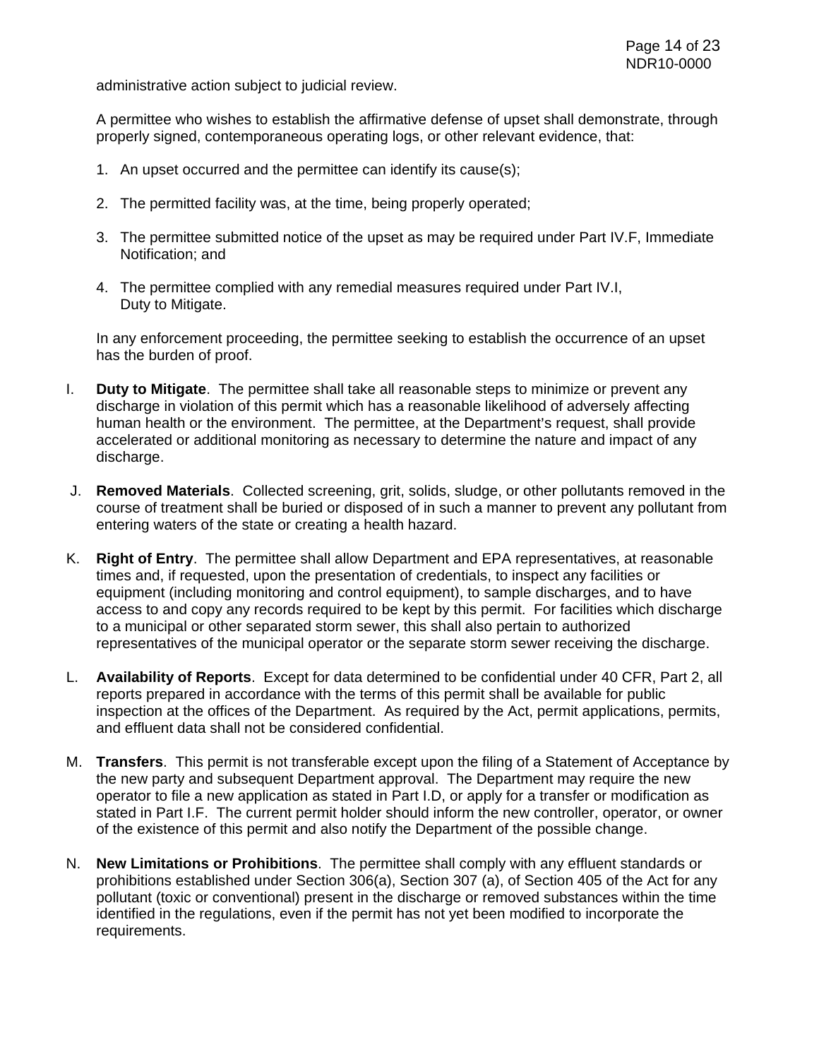administrative action subject to judicial review.

A permittee who wishes to establish the affirmative defense of upset shall demonstrate, through properly signed, contemporaneous operating logs, or other relevant evidence, that:

1. An upset occurred and the permittee can identify its cause(s);

2. The permitted facility was, at the time, being properly operated;

3. The permittee submitted notice of the upset as may be required under Part IV.F, Immediate Notification; and

4. The permittee complied with any remedial measures required under Part IV.I, Duty to Mitigate.

In any enforcement proceeding, the permittee seeking to establish the occurrence of an upset has the burden of proof.

I. **Duty to Mitigate**. The permittee shall take all reasonable steps to minimize or prevent any discharge in violation of this permit which has a reasonable likelihood of adversely affecting human health or the environment. The permittee, at the Department's request, shall provide accelerated or additional monitoring as necessary to determine the nature and impact of any discharge.

J. **Removed Materials**. Collected screening, grit, solids, sludge, or other pollutants removed in the course of treatment shall be buried or disposed of in such a manner to prevent any pollutant from entering waters of the state or creating a health hazard.

K. **Right of Entry**. The permittee shall allow Department and EPA representatives, at reasonable times and, if requested, upon the presentation of credentials, to inspect any facilities or equipment (including monitoring and control equipment), to sample discharges, and to have access to and copy any records required to be kept by this permit. For facilities which discharge to a municipal or other separated storm sewer, this shall also pertain to authorized representatives of the municipal operator or the separate storm sewer receiving the discharge.

L. **Availability of Reports**. Except for data determined to be confidential under 40 CFR, Part 2, all reports prepared in accordance with the terms of this permit shall be available for public inspection at the offices of the Department. As required by the Act, permit applications, permits, and effluent data shall not be considered confidential.

M. **Transfers**. This permit is not transferable except upon the filing of a Statement of Acceptance by the new party and subsequent Department approval. The Department may require the new operator to file a new application as stated in Part I.D, or apply for a transfer or modification as stated in Part I.F. The current permit holder should inform the new controller, operator, or owner of the existence of this permit and also notify the Department of the possible change.

N. **New Limitations or Prohibitions**. The permittee shall comply with any effluent standards or prohibitions established under Section 306(a), Section 307 (a), of Section 405 of the Act for any pollutant (toxic or conventional) present in the discharge or removed substances within the time identified in the regulations, even if the permit has not yet been modified to incorporate the requirements.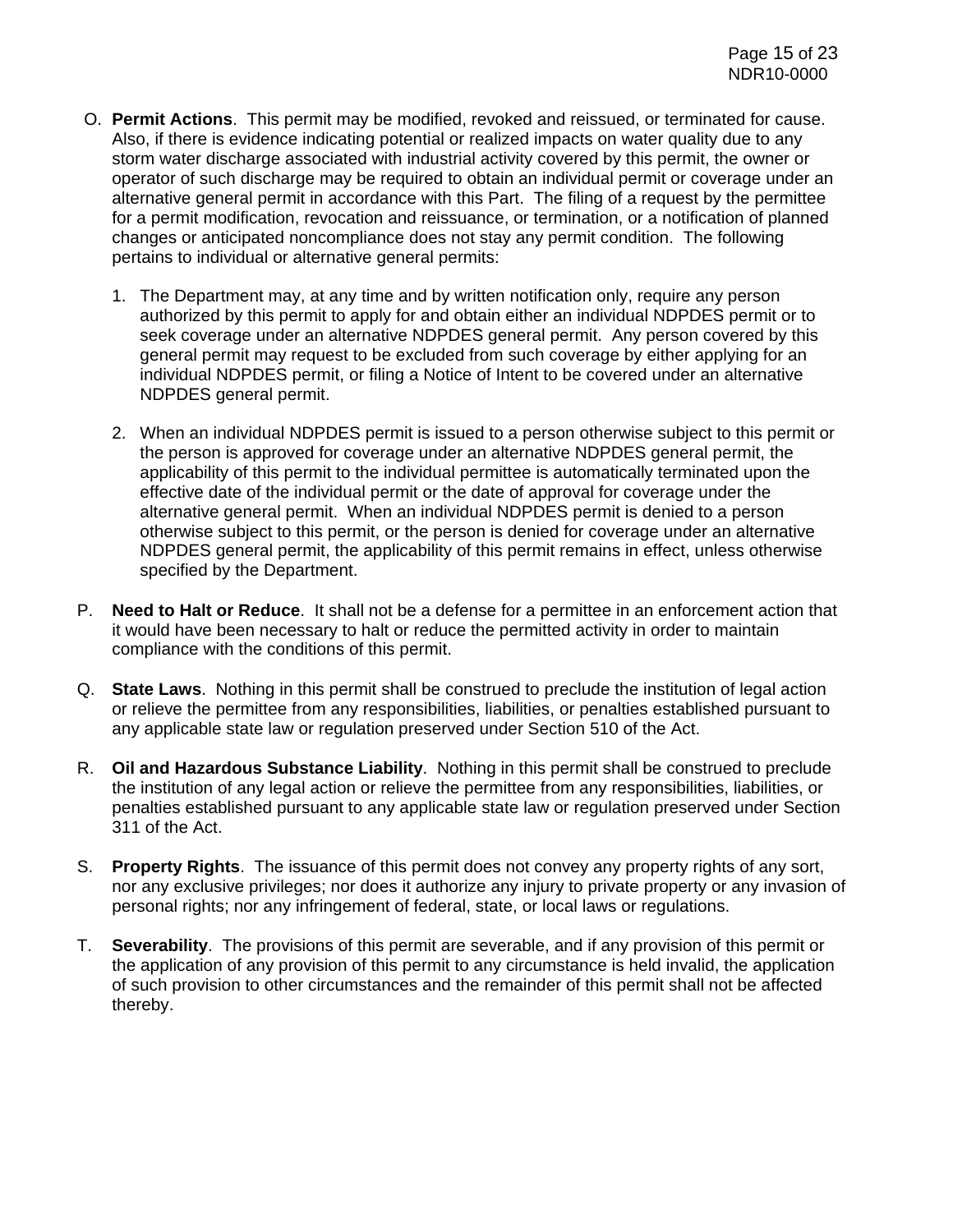O. **Permit Actions**. This permit may be modified, revoked and reissued, or terminated for cause. Also, if there is evidence indicating potential or realized impacts on water quality due to any storm water discharge associated with industrial activity covered by this permit, the owner or operator of such discharge may be required to obtain an individual permit or coverage under an alternative general permit in accordance with this Part. The filing of a request by the permittee for a permit modification, revocation and reissuance, or termination, or a notification of planned changes or anticipated noncompliance does not stay any permit condition. The following pertains to individual or alternative general permits:

   1. The Department may, at any time and by written notification only, require any person authorized by this permit to apply for and obtain either an individual NDPDES permit or to seek coverage under an alternative NDPDES general permit. Any person covered by this general permit may request to be excluded from such coverage by either applying for an individual NDPDES permit, or filing a Notice of Intent to be covered under an alternative NDPDES general permit.

   2. When an individual NDPDES permit is issued to a person otherwise subject to this permit or the person is approved for coverage under an alternative NDPDES general permit, the applicability of this permit to the individual permittee is automatically terminated upon the effective date of the individual permit or the date of approval for coverage under the alternative general permit. When an individual NDPDES permit is denied to a person otherwise subject to this permit, or the person is denied for coverage under an alternative NDPDES general permit, the applicability of this permit remains in effect, unless otherwise specified by the Department.

P. **Need to Halt or Reduce**. It shall not be a defense for a permittee in an enforcement action that it would have been necessary to halt or reduce the permitted activity in order to maintain compliance with the conditions of this permit.

Q. **State Laws**. Nothing in this permit shall be construed to preclude the institution of legal action or relieve the permittee from any responsibilities, liabilities, or penalties established pursuant to any applicable state law or regulation preserved under Section 510 of the Act.

R. **Oil and Hazardous Substance Liability**. Nothing in this permit shall be construed to preclude the institution of any legal action or relieve the permittee from any responsibilities, liabilities, or penalties established pursuant to any applicable state law or regulation preserved under Section 311 of the Act.

S. **Property Rights**. The issuance of this permit does not convey any property rights of any sort, nor any exclusive privileges; nor does it authorize any injury to private property or any invasion of personal rights; nor any infringement of federal, state, or local laws or regulations.

T. **Severability**. The provisions of this permit are severable, and if any provision of this permit or the application of any provision of this permit to any circumstance is held invalid, the application of such provision to other circumstances and the remainder of this permit shall not be affected thereby.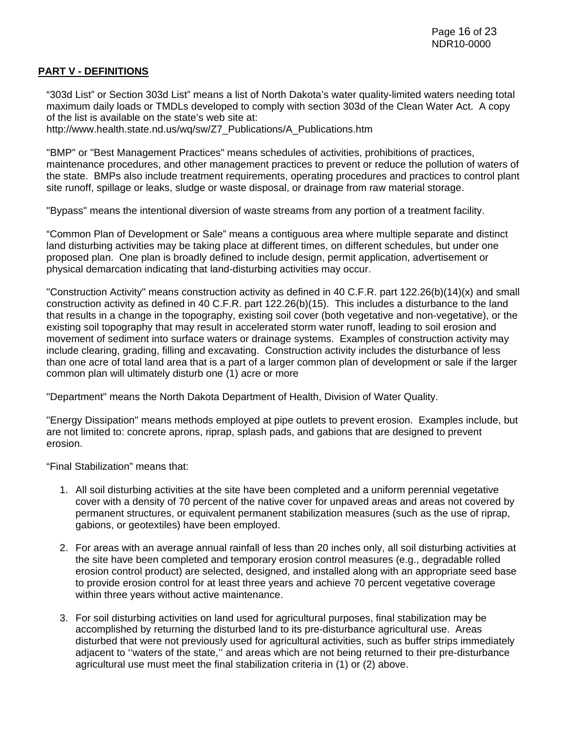## PART V - DEFINITIONS

“303d List” or Section 303d List” means a list of North Dakota’s water quality-limited waters needing total maximum daily loads or TMDLs developed to comply with section 303d of the Clean Water Act. A copy of the list is available on the state’s web site at:
http://www.health.state.nd.us/wq/sw/Z7_Publications/A_Publications.htm

"BMP" or "Best Management Practices" means schedules of activities, prohibitions of practices, maintenance procedures, and other management practices to prevent or reduce the pollution of waters of the state. BMPs also include treatment requirements, operating procedures and practices to control plant site runoff, spillage or leaks, sludge or waste disposal, or drainage from raw material storage.

"Bypass" means the intentional diversion of waste streams from any portion of a treatment facility.

“Common Plan of Development or Sale” means a contiguous area where multiple separate and distinct land disturbing activities may be taking place at different times, on different schedules, but under one proposed plan. One plan is broadly defined to include design, permit application, advertisement or physical demarcation indicating that land-disturbing activities may occur.

"Construction Activity" means construction activity as defined in 40 C.F.R. part 122.26(b)(14)(x) and small construction activity as defined in 40 C.F.R. part 122.26(b)(15). This includes a disturbance to the land that results in a change in the topography, existing soil cover (both vegetative and non-vegetative), or the existing soil topography that may result in accelerated storm water runoff, leading to soil erosion and movement of sediment into surface waters or drainage systems. Examples of construction activity may include clearing, grading, filling and excavating. Construction activity includes the disturbance of less than one acre of total land area that is a part of a larger common plan of development or sale if the larger common plan will ultimately disturb one (1) acre or more

"Department" means the North Dakota Department of Health, Division of Water Quality.

"Energy Dissipation" means methods employed at pipe outlets to prevent erosion. Examples include, but are not limited to: concrete aprons, riprap, splash pads, and gabions that are designed to prevent erosion.

“Final Stabilization” means that:

1. All soil disturbing activities at the site have been completed and a uniform perennial vegetative cover with a density of 70 percent of the native cover for unpaved areas and areas not covered by permanent structures, or equivalent permanent stabilization measures (such as the use of riprap, gabions, or geotextiles) have been employed.

2. For areas with an average annual rainfall of less than 20 inches only, all soil disturbing activities at the site have been completed and temporary erosion control measures (e.g., degradable rolled erosion control product) are selected, designed, and installed along with an appropriate seed base to provide erosion control for at least three years and achieve 70 percent vegetative coverage within three years without active maintenance.

3. For soil disturbing activities on land used for agricultural purposes, final stabilization may be accomplished by returning the disturbed land to its pre-disturbance agricultural use. Areas disturbed that were not previously used for agricultural activities, such as buffer strips immediately adjacent to ‘‘waters of the state,’’ and areas which are not being returned to their pre-disturbance agricultural use must meet the final stabilization criteria in (1) or (2) above.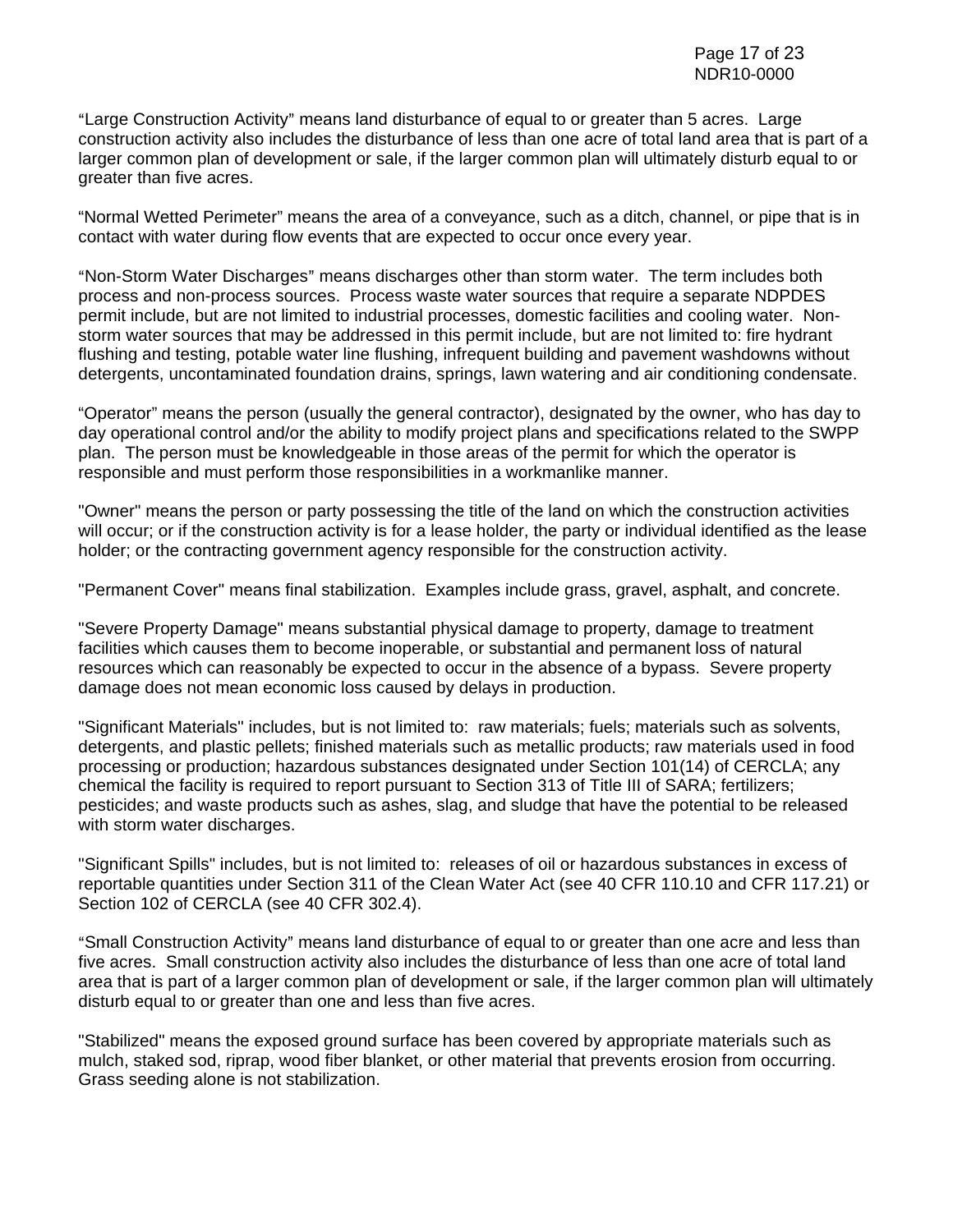“Large Construction Activity” means land disturbance of equal to or greater than 5 acres. Large construction activity also includes the disturbance of less than one acre of total land area that is part of a larger common plan of development or sale, if the larger common plan will ultimately disturb equal to or greater than five acres.

“Normal Wetted Perimeter” means the area of a conveyance, such as a ditch, channel, or pipe that is in contact with water during flow events that are expected to occur once every year.

“Non-Storm Water Discharges” means discharges other than storm water. The term includes both process and non-process sources. Process waste water sources that require a separate NDPDES permit include, but are not limited to industrial processes, domestic facilities and cooling water. Non-storm water sources that may be addressed in this permit include, but are not limited to: fire hydrant flushing and testing, potable water line flushing, infrequent building and pavement washdowns without detergents, uncontaminated foundation drains, springs, lawn watering and air conditioning condensate.

“Operator” means the person (usually the general contractor), designated by the owner, who has day to day operational control and/or the ability to modify project plans and specifications related to the SWPP plan. The person must be knowledgeable in those areas of the permit for which the operator is responsible and must perform those responsibilities in a workmanlike manner.

"Owner" means the person or party possessing the title of the land on which the construction activities will occur; or if the construction activity is for a lease holder, the party or individual identified as the lease holder; or the contracting government agency responsible for the construction activity.

"Permanent Cover" means final stabilization. Examples include grass, gravel, asphalt, and concrete.

"Severe Property Damage" means substantial physical damage to property, damage to treatment facilities which causes them to become inoperable, or substantial and permanent loss of natural resources which can reasonably be expected to occur in the absence of a bypass. Severe property damage does not mean economic loss caused by delays in production.

"Significant Materials" includes, but is not limited to: raw materials; fuels; materials such as solvents, detergents, and plastic pellets; finished materials such as metallic products; raw materials used in food processing or production; hazardous substances designated under Section 101(14) of CERCLA; any chemical the facility is required to report pursuant to Section 313 of Title III of SARA; fertilizers; pesticides; and waste products such as ashes, slag, and sludge that have the potential to be released with storm water discharges.

"Significant Spills" includes, but is not limited to: releases of oil or hazardous substances in excess of reportable quantities under Section 311 of the Clean Water Act (see 40 CFR 110.10 and CFR 117.21) or Section 102 of CERCLA (see 40 CFR 302.4).

“Small Construction Activity” means land disturbance of equal to or greater than one acre and less than five acres. Small construction activity also includes the disturbance of less than one acre of total land area that is part of a larger common plan of development or sale, if the larger common plan will ultimately disturb equal to or greater than one and less than five acres.

"Stabilized" means the exposed ground surface has been covered by appropriate materials such as mulch, staked sod, riprap, wood fiber blanket, or other material that prevents erosion from occurring. Grass seeding alone is not stabilization.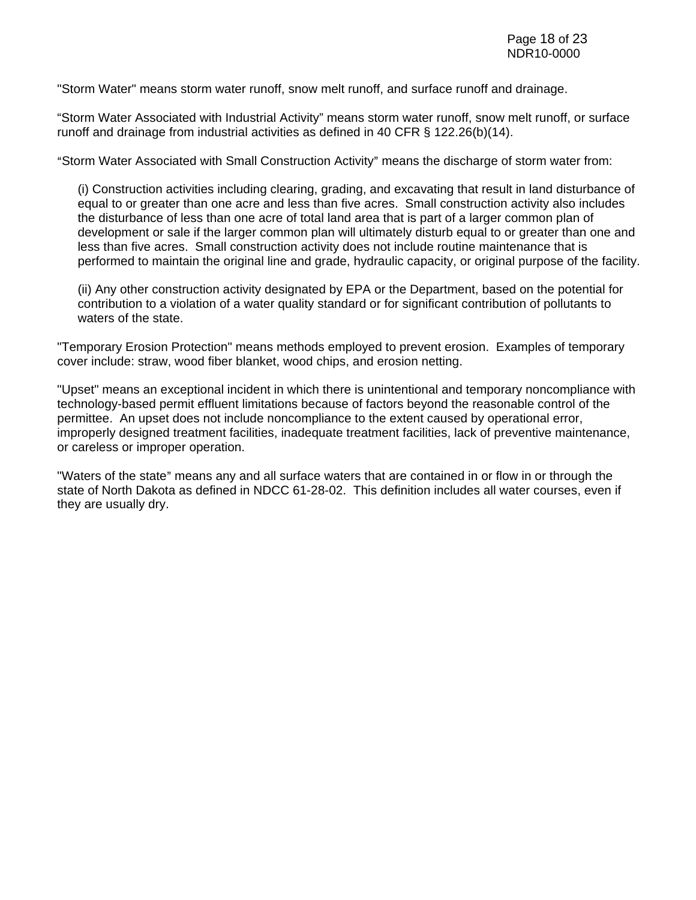"Storm Water" means storm water runoff, snow melt runoff, and surface runoff and drainage.

“Storm Water Associated with Industrial Activity” means storm water runoff, snow melt runoff, or surface runoff and drainage from industrial activities as defined in 40 CFR § 122.26(b)(14).

“Storm Water Associated with Small Construction Activity” means the discharge of storm water from:

(i) Construction activities including clearing, grading, and excavating that result in land disturbance of equal to or greater than one acre and less than five acres. Small construction activity also includes the disturbance of less than one acre of total land area that is part of a larger common plan of development or sale if the larger common plan will ultimately disturb equal to or greater than one and less than five acres. Small construction activity does not include routine maintenance that is performed to maintain the original line and grade, hydraulic capacity, or original purpose of the facility.

(ii) Any other construction activity designated by EPA or the Department, based on the potential for contribution to a violation of a water quality standard or for significant contribution of pollutants to waters of the state.

"Temporary Erosion Protection" means methods employed to prevent erosion. Examples of temporary cover include: straw, wood fiber blanket, wood chips, and erosion netting.

"Upset" means an exceptional incident in which there is unintentional and temporary noncompliance with technology-based permit effluent limitations because of factors beyond the reasonable control of the permittee. An upset does not include noncompliance to the extent caused by operational error, improperly designed treatment facilities, inadequate treatment facilities, lack of preventive maintenance, or careless or improper operation.

"Waters of the state” means any and all surface waters that are contained in or flow in or through the state of North Dakota as defined in NDCC 61-28-02. This definition includes all water courses, even if they are usually dry.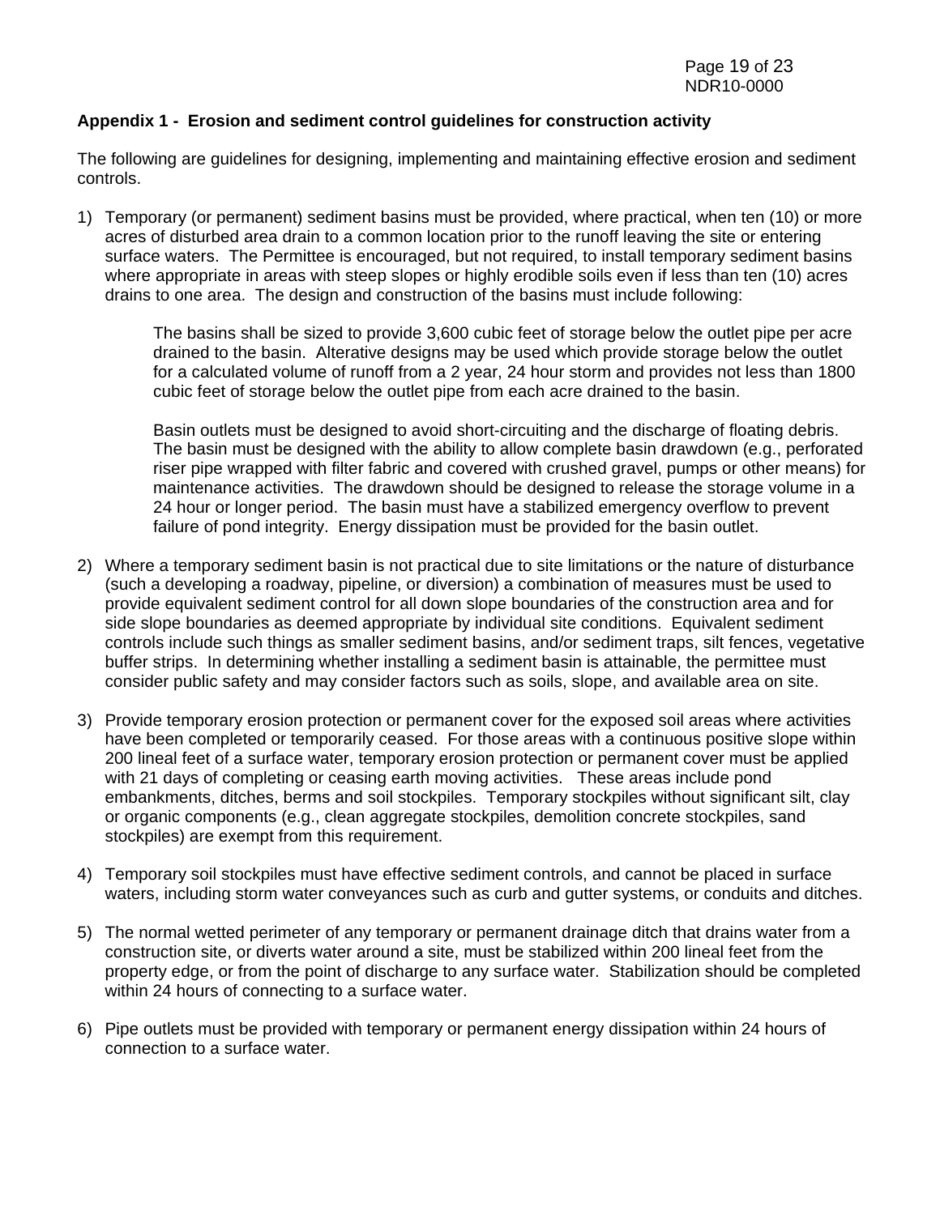**Appendix 1 - Erosion and sediment control guidelines for construction activity**

The following are guidelines for designing, implementing and maintaining effective erosion and sediment controls.

1) Temporary (or permanent) sediment basins must be provided, where practical, when ten (10) or more acres of disturbed area drain to a common location prior to the runoff leaving the site or entering surface waters. The Permittee is encouraged, but not required, to install temporary sediment basins where appropriate in areas with steep slopes or highly erodible soils even if less than ten (10) acres drains to one area. The design and construction of the basins must include following:

   The basins shall be sized to provide 3,600 cubic feet of storage below the outlet pipe per acre drained to the basin. Alterative designs may be used which provide storage below the outlet for a calculated volume of runoff from a 2 year, 24 hour storm and provides not less than 1800 cubic feet of storage below the outlet pipe from each acre drained to the basin.

   Basin outlets must be designed to avoid short-circuiting and the discharge of floating debris. The basin must be designed with the ability to allow complete basin drawdown (e.g., perforated riser pipe wrapped with filter fabric and covered with crushed gravel, pumps or other means) for maintenance activities. The drawdown should be designed to release the storage volume in a 24 hour or longer period. The basin must have a stabilized emergency overflow to prevent failure of pond integrity. Energy dissipation must be provided for the basin outlet.

2) Where a temporary sediment basin is not practical due to site limitations or the nature of disturbance (such a developing a roadway, pipeline, or diversion) a combination of measures must be used to provide equivalent sediment control for all down slope boundaries of the construction area and for side slope boundaries as deemed appropriate by individual site conditions. Equivalent sediment controls include such things as smaller sediment basins, and/or sediment traps, silt fences, vegetative buffer strips. In determining whether installing a sediment basin is attainable, the permittee must consider public safety and may consider factors such as soils, slope, and available area on site.

3) Provide temporary erosion protection or permanent cover for the exposed soil areas where activities have been completed or temporarily ceased. For those areas with a continuous positive slope within 200 lineal feet of a surface water, temporary erosion protection or permanent cover must be applied with 21 days of completing or ceasing earth moving activities. These areas include pond embankments, ditches, berms and soil stockpiles. Temporary stockpiles without significant silt, clay or organic components (e.g., clean aggregate stockpiles, demolition concrete stockpiles, sand stockpiles) are exempt from this requirement.

4) Temporary soil stockpiles must have effective sediment controls, and cannot be placed in surface waters, including storm water conveyances such as curb and gutter systems, or conduits and ditches.

5) The normal wetted perimeter of any temporary or permanent drainage ditch that drains water from a construction site, or diverts water around a site, must be stabilized within 200 lineal feet from the property edge, or from the point of discharge to any surface water. Stabilization should be completed within 24 hours of connecting to a surface water.

6) Pipe outlets must be provided with temporary or permanent energy dissipation within 24 hours of connection to a surface water.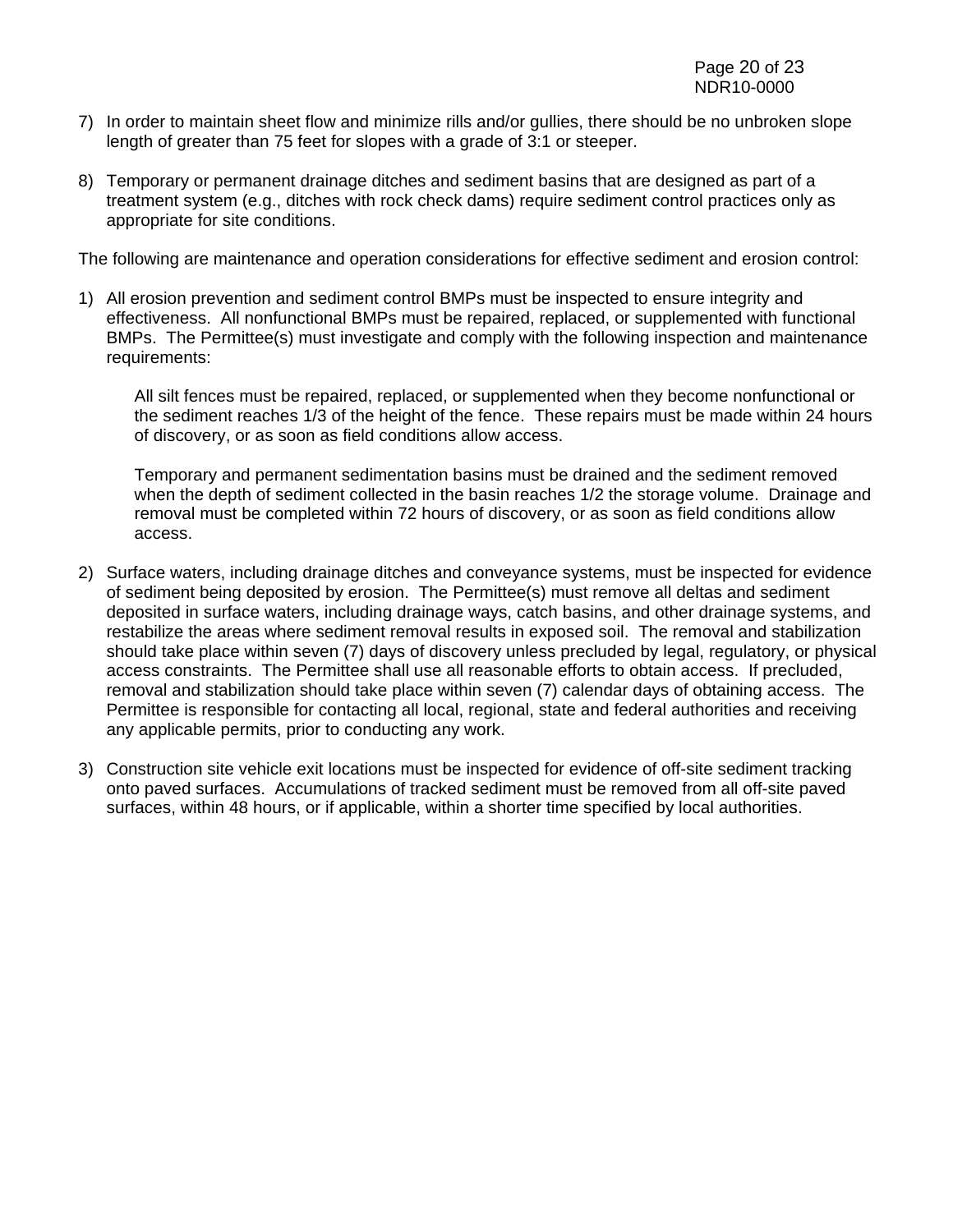7) In order to maintain sheet flow and minimize rills and/or gullies, there should be no unbroken slope length of greater than 75 feet for slopes with a grade of 3:1 or steeper.

8) Temporary or permanent drainage ditches and sediment basins that are designed as part of a treatment system (e.g., ditches with rock check dams) require sediment control practices only as appropriate for site conditions.

The following are maintenance and operation considerations for effective sediment and erosion control:

1) All erosion prevention and sediment control BMPs must be inspected to ensure integrity and effectiveness. All nonfunctional BMPs must be repaired, replaced, or supplemented with functional BMPs. The Permittee(s) must investigate and comply with the following inspection and maintenance requirements:

   All silt fences must be repaired, replaced, or supplemented when they become nonfunctional or the sediment reaches 1/3 of the height of the fence. These repairs must be made within 24 hours of discovery, or as soon as field conditions allow access.

   Temporary and permanent sedimentation basins must be drained and the sediment removed when the depth of sediment collected in the basin reaches 1/2 the storage volume. Drainage and removal must be completed within 72 hours of discovery, or as soon as field conditions allow access.

2) Surface waters, including drainage ditches and conveyance systems, must be inspected for evidence of sediment being deposited by erosion. The Permittee(s) must remove all deltas and sediment deposited in surface waters, including drainage ways, catch basins, and other drainage systems, and restabilize the areas where sediment removal results in exposed soil. The removal and stabilization should take place within seven (7) days of discovery unless precluded by legal, regulatory, or physical access constraints. The Permittee shall use all reasonable efforts to obtain access. If precluded, removal and stabilization should take place within seven (7) calendar days of obtaining access. The Permittee is responsible for contacting all local, regional, state and federal authorities and receiving any applicable permits, prior to conducting any work.

3) Construction site vehicle exit locations must be inspected for evidence of off-site sediment tracking onto paved surfaces. Accumulations of tracked sediment must be removed from all off-site paved surfaces, within 48 hours, or if applicable, within a shorter time specified by local authorities.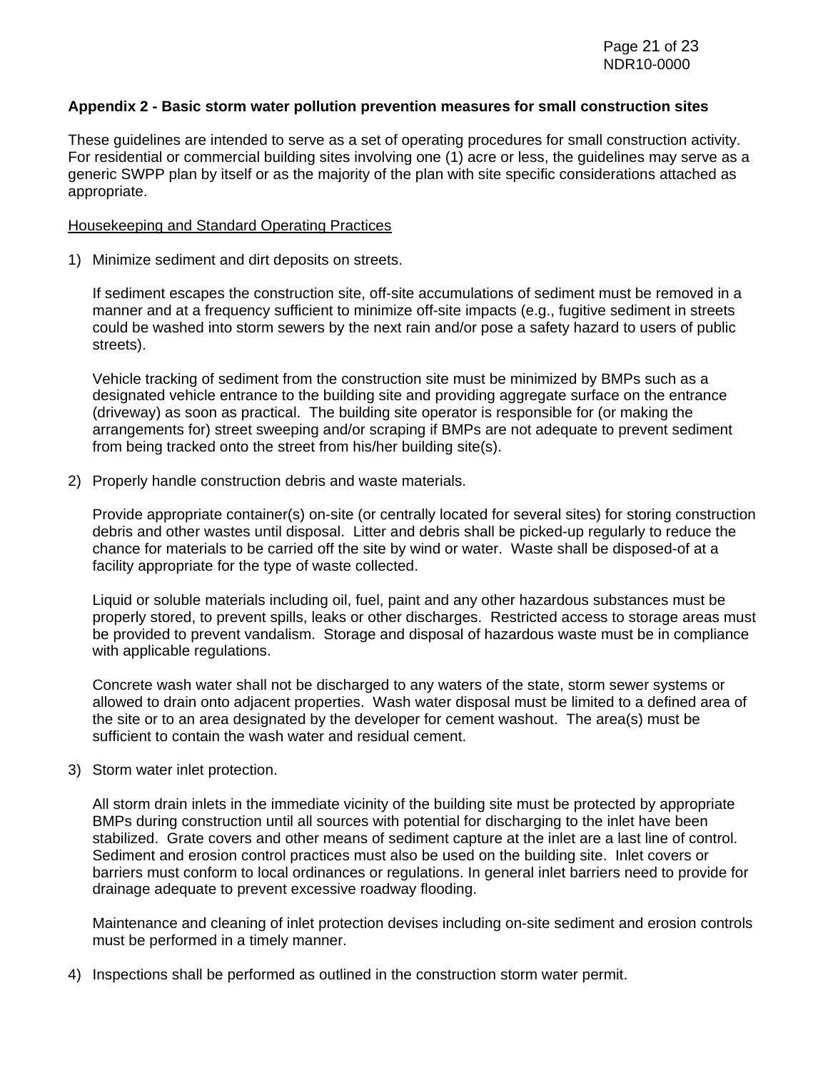**Appendix 2 - Basic storm water pollution prevention measures for small construction sites**

These guidelines are intended to serve as a set of operating procedures for small construction activity. For residential or commercial building sites involving one (1) acre or less, the guidelines may serve as a generic SWPP plan by itself or as the majority of the plan with site specific considerations attached as appropriate.

<u>Housekeeping and Standard Operating Practices</u>

1) Minimize sediment and dirt deposits on streets.

   If sediment escapes the construction site, off-site accumulations of sediment must be removed in a manner and at a frequency sufficient to minimize off-site impacts (e.g., fugitive sediment in streets could be washed into storm sewers by the next rain and/or pose a safety hazard to users of public streets).

   Vehicle tracking of sediment from the construction site must be minimized by BMPs such as a designated vehicle entrance to the building site and providing aggregate surface on the entrance (driveway) as soon as practical. The building site operator is responsible for (or making the arrangements for) street sweeping and/or scraping if BMPs are not adequate to prevent sediment from being tracked onto the street from his/her building site(s).

2) Properly handle construction debris and waste materials.

   Provide appropriate container(s) on-site (or centrally located for several sites) for storing construction debris and other wastes until disposal. Litter and debris shall be picked-up regularly to reduce the chance for materials to be carried off the site by wind or water. Waste shall be disposed-of at a facility appropriate for the type of waste collected.

   Liquid or soluble materials including oil, fuel, paint and any other hazardous substances must be properly stored, to prevent spills, leaks or other discharges. Restricted access to storage areas must be provided to prevent vandalism. Storage and disposal of hazardous waste must be in compliance with applicable regulations.

   Concrete wash water shall not be discharged to any waters of the state, storm sewer systems or allowed to drain onto adjacent properties. Wash water disposal must be limited to a defined area of the site or to an area designated by the developer for cement washout. The area(s) must be sufficient to contain the wash water and residual cement.

3) Storm water inlet protection.

   All storm drain inlets in the immediate vicinity of the building site must be protected by appropriate BMPs during construction until all sources with potential for discharging to the inlet have been stabilized. Grate covers and other means of sediment capture at the inlet are a last line of control. Sediment and erosion control practices must also be used on the building site. Inlet covers or barriers must conform to local ordinances or regulations. In general inlet barriers need to provide for drainage adequate to prevent excessive roadway flooding.

   Maintenance and cleaning of inlet protection devises including on-site sediment and erosion controls must be performed in a timely manner.

4) Inspections shall be performed as outlined in the construction storm water permit.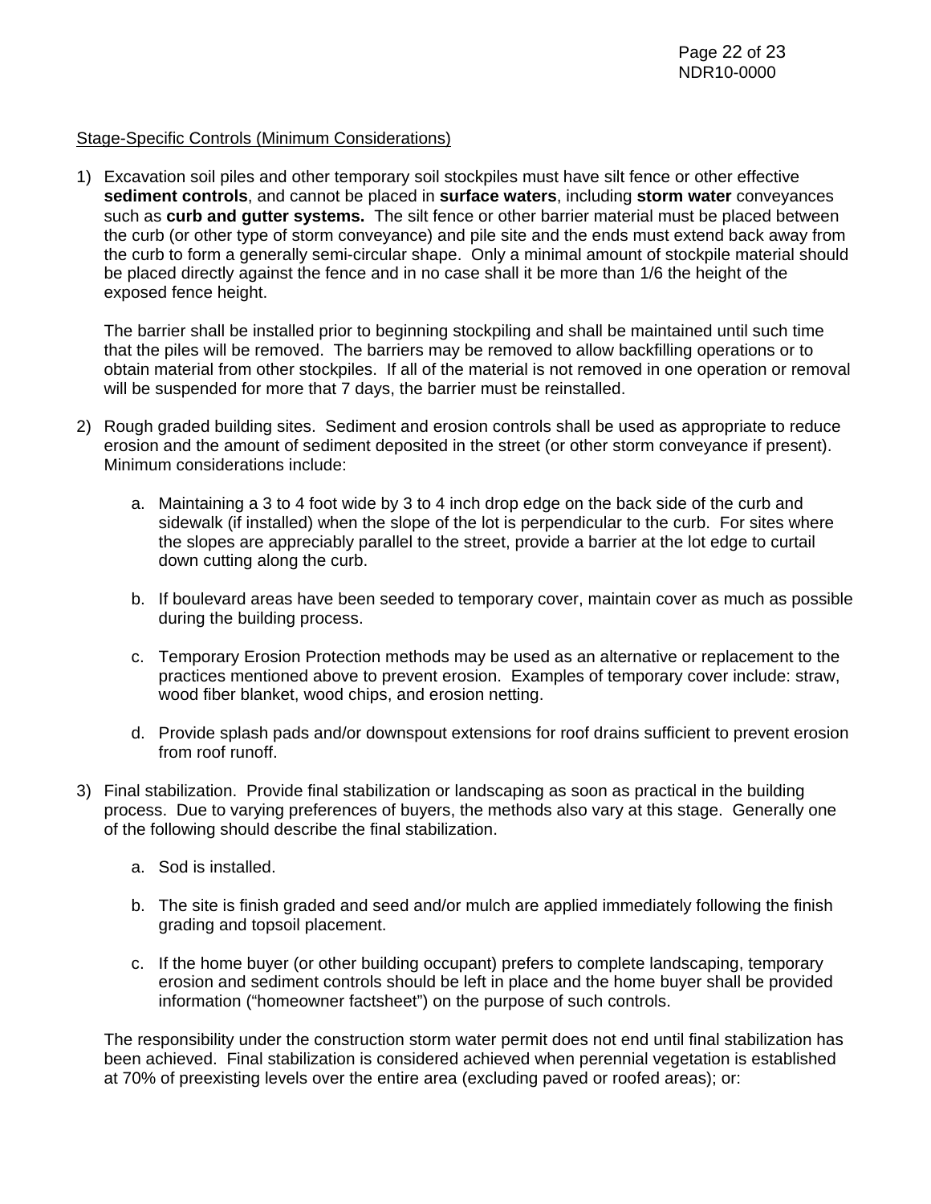Stage-Specific Controls (Minimum Considerations)

1) Excavation soil piles and other temporary soil stockpiles must have silt fence or other effective **sediment controls**, and cannot be placed in **surface waters**, including **storm water** conveyances such as **curb and gutter systems.** The silt fence or other barrier material must be placed between the curb (or other type of storm conveyance) and pile site and the ends must extend back away from the curb to form a generally semi-circular shape. Only a minimal amount of stockpile material should be placed directly against the fence and in no case shall it be more than 1/6 the height of the exposed fence height.

   The barrier shall be installed prior to beginning stockpiling and shall be maintained until such time that the piles will be removed. The barriers may be removed to allow backfilling operations or to obtain material from other stockpiles. If all of the material is not removed in one operation or removal will be suspended for more that 7 days, the barrier must be reinstalled.

2) Rough graded building sites. Sediment and erosion controls shall be used as appropriate to reduce erosion and the amount of sediment deposited in the street (or other storm conveyance if present). Minimum considerations include:

   a. Maintaining a 3 to 4 foot wide by 3 to 4 inch drop edge on the back side of the curb and sidewalk (if installed) when the slope of the lot is perpendicular to the curb. For sites where the slopes are appreciably parallel to the street, provide a barrier at the lot edge to curtail down cutting along the curb.

   b. If boulevard areas have been seeded to temporary cover, maintain cover as much as possible during the building process.

   c. Temporary Erosion Protection methods may be used as an alternative or replacement to the practices mentioned above to prevent erosion. Examples of temporary cover include: straw, wood fiber blanket, wood chips, and erosion netting.

   d. Provide splash pads and/or downspout extensions for roof drains sufficient to prevent erosion from roof runoff.

3) Final stabilization. Provide final stabilization or landscaping as soon as practical in the building process. Due to varying preferences of buyers, the methods also vary at this stage. Generally one of the following should describe the final stabilization.

   a. Sod is installed.

   b. The site is finish graded and seed and/or mulch are applied immediately following the finish grading and topsoil placement.

   c. If the home buyer (or other building occupant) prefers to complete landscaping, temporary erosion and sediment controls should be left in place and the home buyer shall be provided information ("homeowner factsheet") on the purpose of such controls.

   The responsibility under the construction storm water permit does not end until final stabilization has been achieved. Final stabilization is considered achieved when perennial vegetation is established at 70% of preexisting levels over the entire area (excluding paved or roofed areas); or: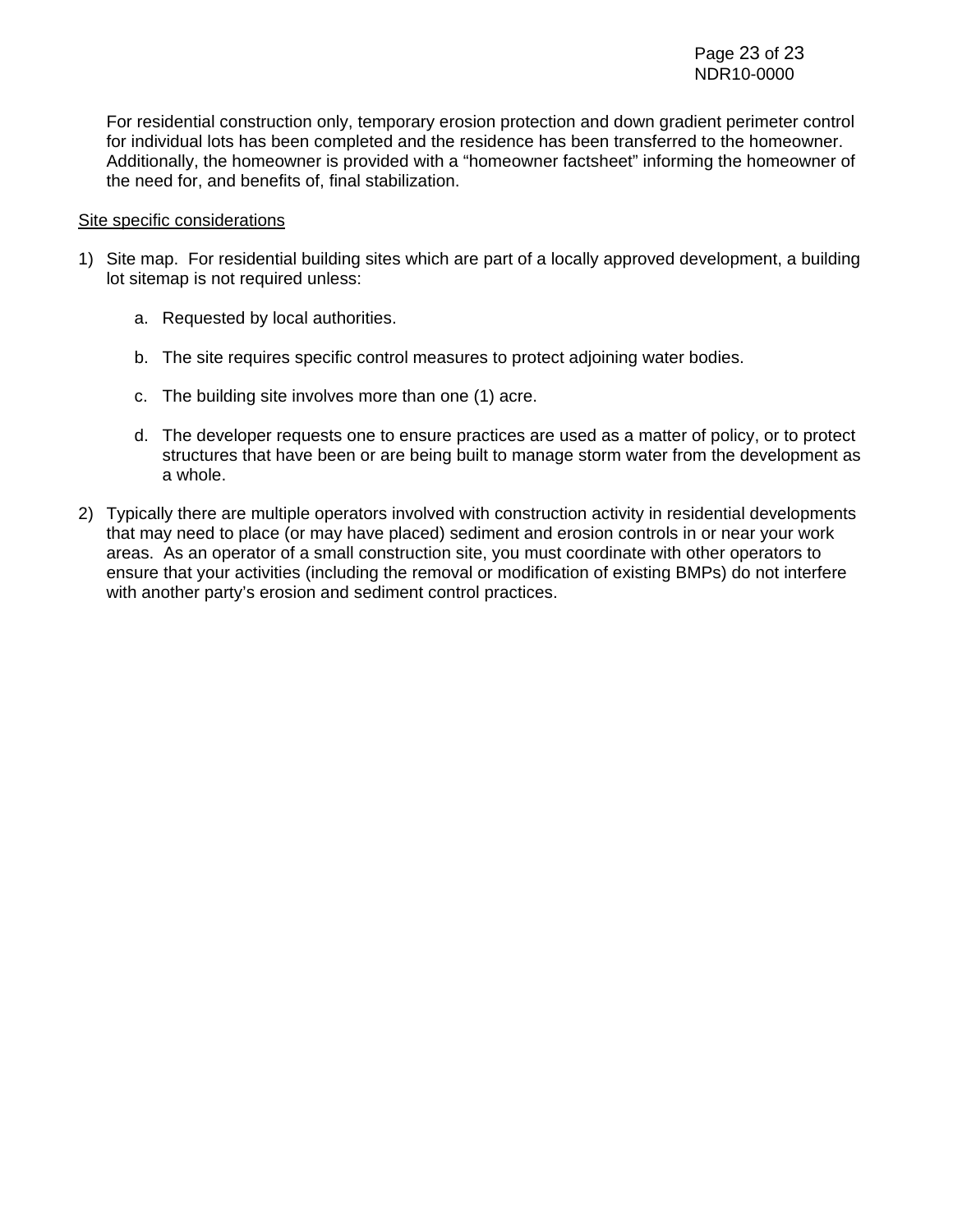For residential construction only, temporary erosion protection and down gradient perimeter control for individual lots has been completed and the residence has been transferred to the homeowner. Additionally, the homeowner is provided with a “homeowner factsheet” informing the homeowner of the need for, and benefits of, final stabilization.

<u>Site specific considerations</u>

1) Site map. For residential building sites which are part of a locally approved development, a building lot sitemap is not required unless:

    a. Requested by local authorities.

    b. The site requires specific control measures to protect adjoining water bodies.

    c. The building site involves more than one (1) acre.

    d. The developer requests one to ensure practices are used as a matter of policy, or to protect structures that have been or are being built to manage storm water from the development as a whole.

2) Typically there are multiple operators involved with construction activity in residential developments that may need to place (or may have placed) sediment and erosion controls in or near your work areas. As an operator of a small construction site, you must coordinate with other operators to ensure that your activities (including the removal or modification of existing BMPs) do not interfere with another party’s erosion and sediment control practices.